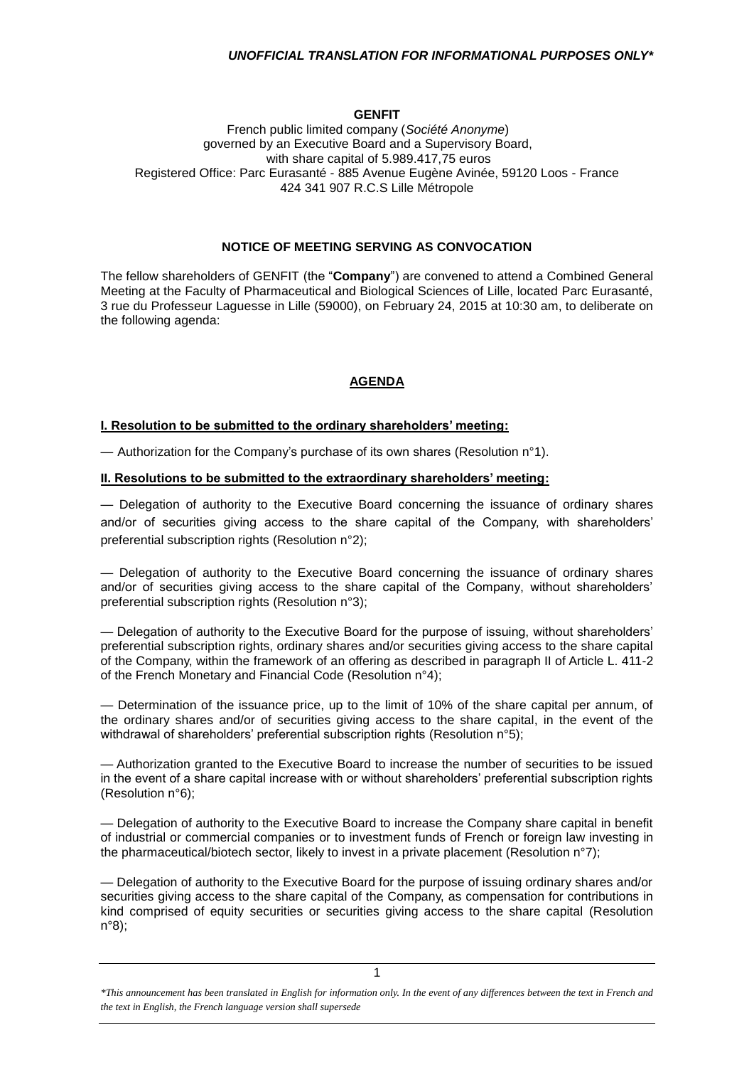***UNOFFICIAL TRANSLATION FOR INFORMATIONAL PURPOSES ONLY****

**GENFIT**

French public limited company (*Société Anonyme*)
governed by an Executive Board and a Supervisory Board,
with share capital of 5.989.417,75 euros
Registered Office: Parc Eurasanté - 885 Avenue Eugène Avinée, 59120 Loos - France
424 341 907 R.C.S Lille Métropole

**NOTICE OF MEETING SERVING AS CONVOCATION**

The fellow shareholders of GENFIT (the "**Company**") are convened to attend a Combined General Meeting at the Faculty of Pharmaceutical and Biological Sciences of Lille, located Parc Eurasanté, 3 rue du Professeur Laguesse in Lille (59000), on February 24, 2015 at 10:30 am, to deliberate on the following agenda:

## AGENDA

### I. Resolution to be submitted to the ordinary shareholders' meeting:

— Authorization for the Company's purchase of its own shares (Resolution n°1).

### II. Resolutions to be submitted to the extraordinary shareholders' meeting:

— Delegation of authority to the Executive Board concerning the issuance of ordinary shares and/or of securities giving access to the share capital of the Company, with shareholders' preferential subscription rights (Resolution n°2);

— Delegation of authority to the Executive Board concerning the issuance of ordinary shares and/or of securities giving access to the share capital of the Company, without shareholders' preferential subscription rights (Resolution n°3);

— Delegation of authority to the Executive Board for the purpose of issuing, without shareholders' preferential subscription rights, ordinary shares and/or securities giving access to the share capital of the Company, within the framework of an offering as described in paragraph II of Article L. 411-2 of the French Monetary and Financial Code (Resolution n°4);

— Determination of the issuance price, up to the limit of 10% of the share capital per annum, of the ordinary shares and/or of securities giving access to the share capital, in the event of the withdrawal of shareholders' preferential subscription rights (Resolution n°5);

— Authorization granted to the Executive Board to increase the number of securities to be issued in the event of a share capital increase with or without shareholders' preferential subscription rights (Resolution n°6);

— Delegation of authority to the Executive Board to increase the Company share capital in benefit of industrial or commercial companies or to investment funds of French or foreign law investing in the pharmaceutical/biotech sector, likely to invest in a private placement (Resolution n°7);

— Delegation of authority to the Executive Board for the purpose of issuing ordinary shares and/or securities giving access to the share capital of the Company, as compensation for contributions in kind comprised of equity securities or securities giving access to the share capital (Resolution n°8);

*\*This announcement has been translated in English for information only. In the event of any differences between the text in French and the text in English, the French language version shall supersede*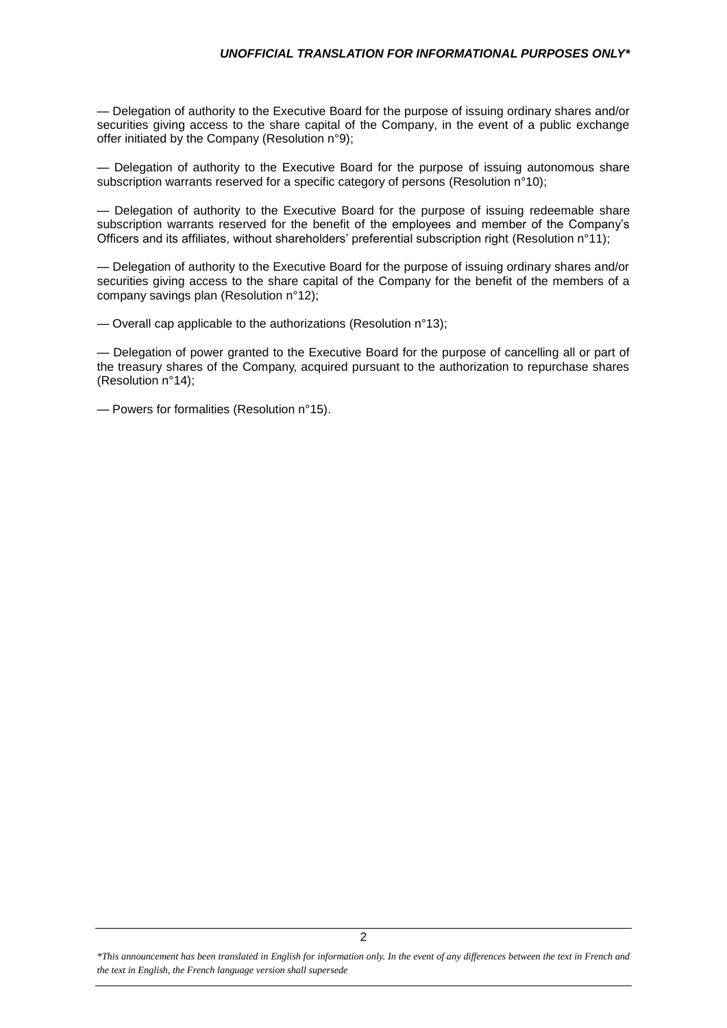— Delegation of authority to the Executive Board for the purpose of issuing ordinary shares and/or securities giving access to the share capital of the Company, in the event of a public exchange offer initiated by the Company (Resolution n°9);

— Delegation of authority to the Executive Board for the purpose of issuing autonomous share subscription warrants reserved for a specific category of persons (Resolution n°10);

— Delegation of authority to the Executive Board for the purpose of issuing redeemable share subscription warrants reserved for the benefit of the employees and member of the Company's Officers and its affiliates, without shareholders' preferential subscription right (Resolution n°11);

— Delegation of authority to the Executive Board for the purpose of issuing ordinary shares and/or securities giving access to the share capital of the Company for the benefit of the members of a company savings plan (Resolution n°12);

— Overall cap applicable to the authorizations (Resolution n°13);

— Delegation of power granted to the Executive Board for the purpose of cancelling all or part of the treasury shares of the Company, acquired pursuant to the authorization to repurchase shares (Resolution n°14);

— Powers for formalities (Resolution n°15).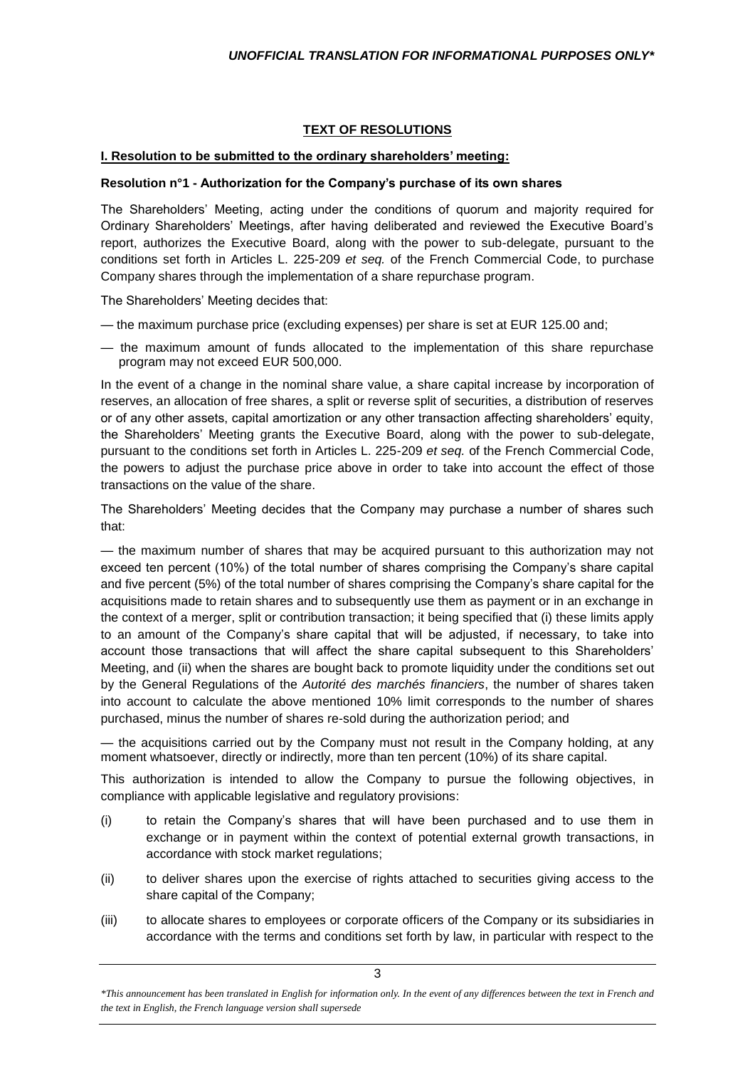**TEXT OF RESOLUTIONS**

**I. Resolution to be submitted to the ordinary shareholders' meeting:**

**Resolution n°1 - Authorization for the Company's purchase of its own shares**

The Shareholders' Meeting, acting under the conditions of quorum and majority required for Ordinary Shareholders' Meetings, after having deliberated and reviewed the Executive Board's report, authorizes the Executive Board, along with the power to sub-delegate, pursuant to the conditions set forth in Articles L. 225-209 *et seq.* of the French Commercial Code, to purchase Company shares through the implementation of a share repurchase program.

The Shareholders' Meeting decides that:

— the maximum purchase price (excluding expenses) per share is set at EUR 125.00 and;

— the maximum amount of funds allocated to the implementation of this share repurchase program may not exceed EUR 500,000.

In the event of a change in the nominal share value, a share capital increase by incorporation of reserves, an allocation of free shares, a split or reverse split of securities, a distribution of reserves or of any other assets, capital amortization or any other transaction affecting shareholders' equity, the Shareholders' Meeting grants the Executive Board, along with the power to sub-delegate, pursuant to the conditions set forth in Articles L. 225-209 *et seq.* of the French Commercial Code, the powers to adjust the purchase price above in order to take into account the effect of those transactions on the value of the share.

The Shareholders' Meeting decides that the Company may purchase a number of shares such that:

— the maximum number of shares that may be acquired pursuant to this authorization may not exceed ten percent (10%) of the total number of shares comprising the Company's share capital and five percent (5%) of the total number of shares comprising the Company's share capital for the acquisitions made to retain shares and to subsequently use them as payment or in an exchange in the context of a merger, split or contribution transaction; it being specified that (i) these limits apply to an amount of the Company's share capital that will be adjusted, if necessary, to take into account those transactions that will affect the share capital subsequent to this Shareholders' Meeting, and (ii) when the shares are bought back to promote liquidity under the conditions set out by the General Regulations of the *Autorité des marchés financiers*, the number of shares taken into account to calculate the above mentioned 10% limit corresponds to the number of shares purchased, minus the number of shares re-sold during the authorization period; and

— the acquisitions carried out by the Company must not result in the Company holding, at any moment whatsoever, directly or indirectly, more than ten percent (10%) of its share capital.

This authorization is intended to allow the Company to pursue the following objectives, in compliance with applicable legislative and regulatory provisions:

(i) to retain the Company's shares that will have been purchased and to use them in exchange or in payment within the context of potential external growth transactions, in accordance with stock market regulations;

(ii) to deliver shares upon the exercise of rights attached to securities giving access to the share capital of the Company;

(iii) to allocate shares to employees or corporate officers of the Company or its subsidiaries in accordance with the terms and conditions set forth by law, in particular with respect to the

*\*This announcement has been translated in English for information only. In the event of any differences between the text in French and the text in English, the French language version shall supersede*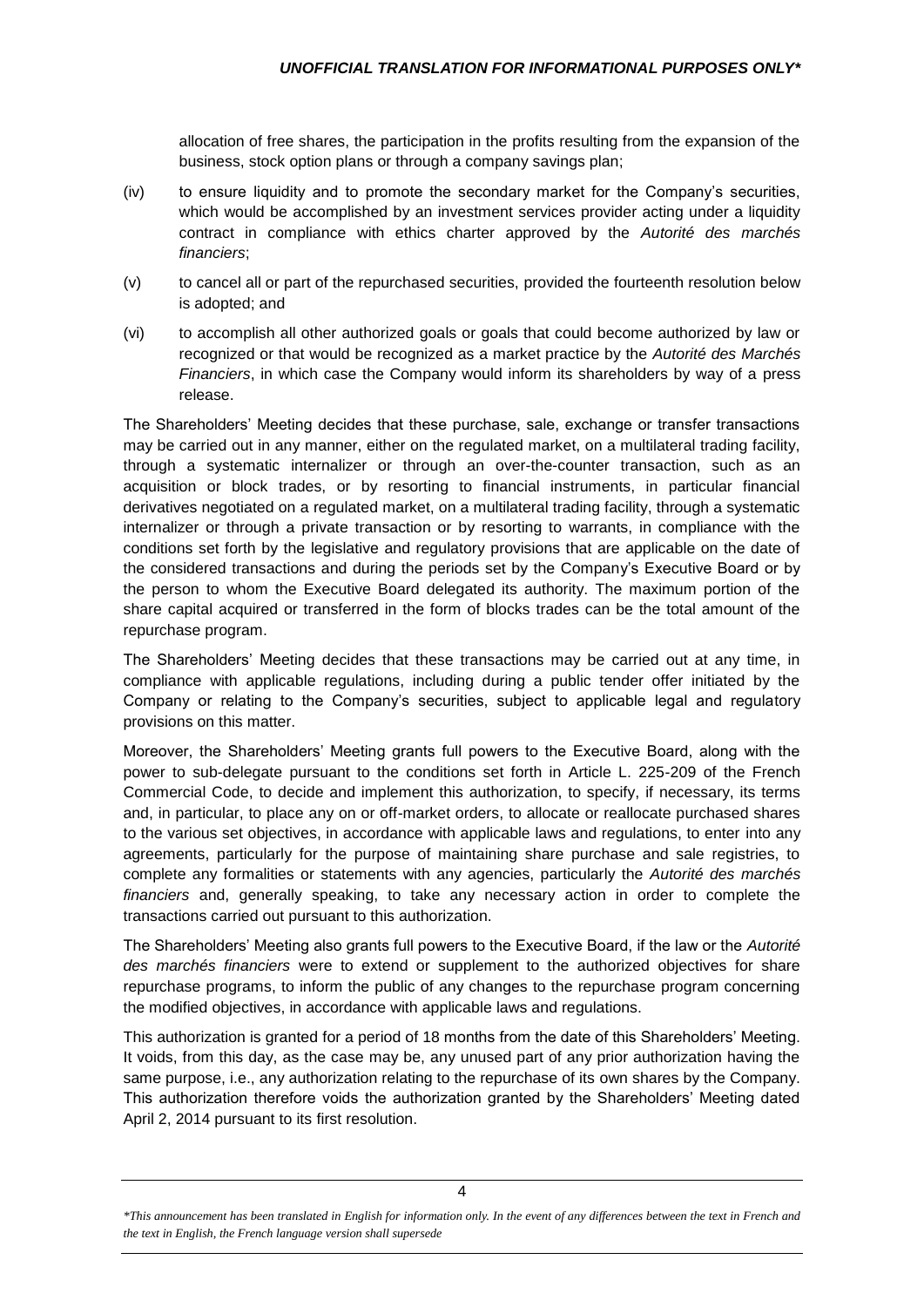allocation of free shares, the participation in the profits resulting from the expansion of the business, stock option plans or through a company savings plan;

(iv) to ensure liquidity and to promote the secondary market for the Company's securities, which would be accomplished by an investment services provider acting under a liquidity contract in compliance with ethics charter approved by the *Autorité des marchés financiers*;

(v) to cancel all or part of the repurchased securities, provided the fourteenth resolution below is adopted; and

(vi) to accomplish all other authorized goals or goals that could become authorized by law or recognized or that would be recognized as a market practice by the *Autorité des Marchés Financiers*, in which case the Company would inform its shareholders by way of a press release.

The Shareholders' Meeting decides that these purchase, sale, exchange or transfer transactions may be carried out in any manner, either on the regulated market, on a multilateral trading facility, through a systematic internalizer or through an over-the-counter transaction, such as an acquisition or block trades, or by resorting to financial instruments, in particular financial derivatives negotiated on a regulated market, on a multilateral trading facility, through a systematic internalizer or through a private transaction or by resorting to warrants, in compliance with the conditions set forth by the legislative and regulatory provisions that are applicable on the date of the considered transactions and during the periods set by the Company's Executive Board or by the person to whom the Executive Board delegated its authority. The maximum portion of the share capital acquired or transferred in the form of blocks trades can be the total amount of the repurchase program.

The Shareholders' Meeting decides that these transactions may be carried out at any time, in compliance with applicable regulations, including during a public tender offer initiated by the Company or relating to the Company's securities, subject to applicable legal and regulatory provisions on this matter.

Moreover, the Shareholders' Meeting grants full powers to the Executive Board, along with the power to sub-delegate pursuant to the conditions set forth in Article L. 225-209 of the French Commercial Code, to decide and implement this authorization, to specify, if necessary, its terms and, in particular, to place any on or off-market orders, to allocate or reallocate purchased shares to the various set objectives, in accordance with applicable laws and regulations, to enter into any agreements, particularly for the purpose of maintaining share purchase and sale registries, to complete any formalities or statements with any agencies, particularly the *Autorité des marchés financiers* and, generally speaking, to take any necessary action in order to complete the transactions carried out pursuant to this authorization.

The Shareholders' Meeting also grants full powers to the Executive Board, if the law or the *Autorité des marchés financiers* were to extend or supplement to the authorized objectives for share repurchase programs, to inform the public of any changes to the repurchase program concerning the modified objectives, in accordance with applicable laws and regulations.

This authorization is granted for a period of 18 months from the date of this Shareholders' Meeting. It voids, from this day, as the case may be, any unused part of any prior authorization having the same purpose, i.e., any authorization relating to the repurchase of its own shares by the Company. This authorization therefore voids the authorization granted by the Shareholders' Meeting dated April 2, 2014 pursuant to its first resolution.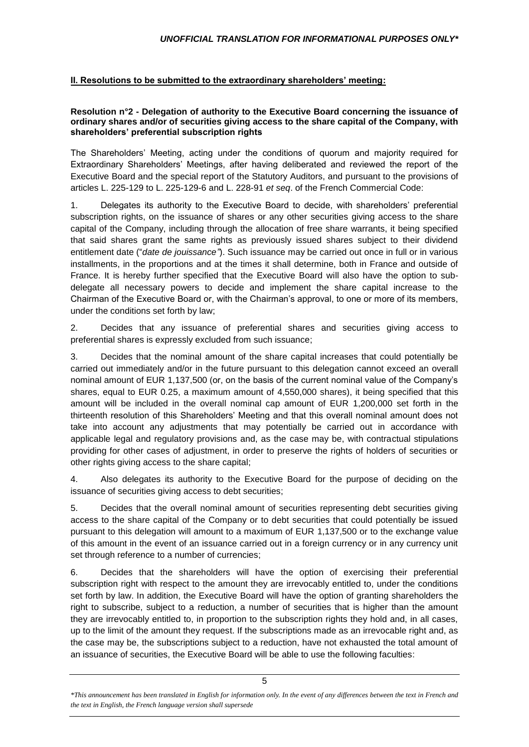## II. Resolutions to be submitted to the extraordinary shareholders' meeting:

**Resolution n°2 - Delegation of authority to the Executive Board concerning the issuance of ordinary shares and/or of securities giving access to the share capital of the Company, with shareholders' preferential subscription rights**

The Shareholders' Meeting, acting under the conditions of quorum and majority required for Extraordinary Shareholders' Meetings, after having deliberated and reviewed the report of the Executive Board and the special report of the Statutory Auditors, and pursuant to the provisions of articles L. 225-129 to L. 225-129-6 and L. 228-91 *et seq*. of the French Commercial Code:

1. Delegates its authority to the Executive Board to decide, with shareholders' preferential subscription rights, on the issuance of shares or any other securities giving access to the share capital of the Company, including through the allocation of free share warrants, it being specified that said shares grant the same rights as previously issued shares subject to their dividend entitlement date ("*date de jouissance"*). Such issuance may be carried out once in full or in various installments, in the proportions and at the times it shall determine, both in France and outside of France. It is hereby further specified that the Executive Board will also have the option to sub-delegate all necessary powers to decide and implement the share capital increase to the Chairman of the Executive Board or, with the Chairman's approval, to one or more of its members, under the conditions set forth by law;

2. Decides that any issuance of preferential shares and securities giving access to preferential shares is expressly excluded from such issuance;

3. Decides that the nominal amount of the share capital increases that could potentially be carried out immediately and/or in the future pursuant to this delegation cannot exceed an overall nominal amount of EUR 1,137,500 (or, on the basis of the current nominal value of the Company's shares, equal to EUR 0.25, a maximum amount of 4,550,000 shares), it being specified that this amount will be included in the overall nominal cap amount of EUR 1,200,000 set forth in the thirteenth resolution of this Shareholders' Meeting and that this overall nominal amount does not take into account any adjustments that may potentially be carried out in accordance with applicable legal and regulatory provisions and, as the case may be, with contractual stipulations providing for other cases of adjustment, in order to preserve the rights of holders of securities or other rights giving access to the share capital;

4. Also delegates its authority to the Executive Board for the purpose of deciding on the issuance of securities giving access to debt securities;

5. Decides that the overall nominal amount of securities representing debt securities giving access to the share capital of the Company or to debt securities that could potentially be issued pursuant to this delegation will amount to a maximum of EUR 1,137,500 or to the exchange value of this amount in the event of an issuance carried out in a foreign currency or in any currency unit set through reference to a number of currencies;

6. Decides that the shareholders will have the option of exercising their preferential subscription right with respect to the amount they are irrevocably entitled to, under the conditions set forth by law. In addition, the Executive Board will have the option of granting shareholders the right to subscribe, subject to a reduction, a number of securities that is higher than the amount they are irrevocably entitled to, in proportion to the subscription rights they hold and, in all cases, up to the limit of the amount they request. If the subscriptions made as an irrevocable right and, as the case may be, the subscriptions subject to a reduction, have not exhausted the total amount of an issuance of securities, the Executive Board will be able to use the following faculties: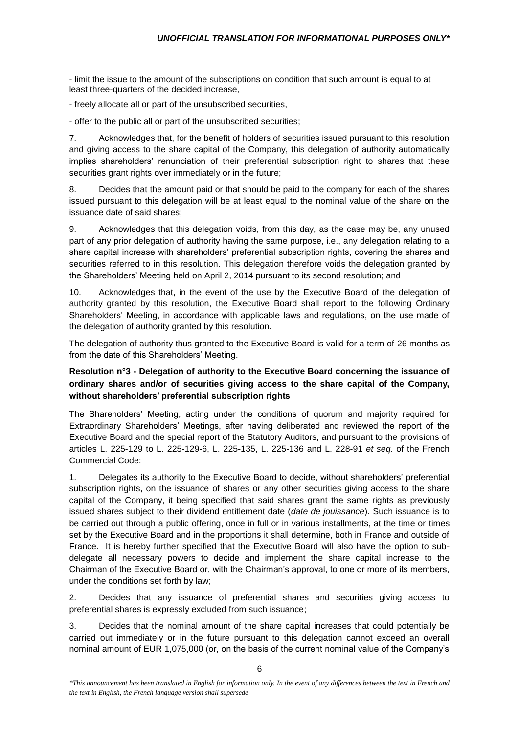- limit the issue to the amount of the subscriptions on condition that such amount is equal to at least three-quarters of the decided increase,

- freely allocate all or part of the unsubscribed securities,

- offer to the public all or part of the unsubscribed securities;

7. Acknowledges that, for the benefit of holders of securities issued pursuant to this resolution and giving access to the share capital of the Company, this delegation of authority automatically implies shareholders' renunciation of their preferential subscription right to shares that these securities grant rights over immediately or in the future;

8. Decides that the amount paid or that should be paid to the company for each of the shares issued pursuant to this delegation will be at least equal to the nominal value of the share on the issuance date of said shares;

9. Acknowledges that this delegation voids, from this day, as the case may be, any unused part of any prior delegation of authority having the same purpose, i.e., any delegation relating to a share capital increase with shareholders' preferential subscription rights, covering the shares and securities referred to in this resolution. This delegation therefore voids the delegation granted by the Shareholders' Meeting held on April 2, 2014 pursuant to its second resolution; and

10. Acknowledges that, in the event of the use by the Executive Board of the delegation of authority granted by this resolution, the Executive Board shall report to the following Ordinary Shareholders' Meeting, in accordance with applicable laws and regulations, on the use made of the delegation of authority granted by this resolution.

The delegation of authority thus granted to the Executive Board is valid for a term of 26 months as from the date of this Shareholders' Meeting.

**Resolution n°3 - Delegation of authority to the Executive Board concerning the issuance of ordinary shares and/or of securities giving access to the share capital of the Company, without shareholders' preferential subscription rights**

The Shareholders' Meeting, acting under the conditions of quorum and majority required for Extraordinary Shareholders' Meetings, after having deliberated and reviewed the report of the Executive Board and the special report of the Statutory Auditors, and pursuant to the provisions of articles L. 225-129 to L. 225-129-6, L. 225-135, L. 225-136 and L. 228-91 *et seq.* of the French Commercial Code:

1. Delegates its authority to the Executive Board to decide, without shareholders' preferential subscription rights, on the issuance of shares or any other securities giving access to the share capital of the Company, it being specified that said shares grant the same rights as previously issued shares subject to their dividend entitlement date (*date de jouissance*). Such issuance is to be carried out through a public offering, once in full or in various installments, at the time or times set by the Executive Board and in the proportions it shall determine, both in France and outside of France. It is hereby further specified that the Executive Board will also have the option to sub-delegate all necessary powers to decide and implement the share capital increase to the Chairman of the Executive Board or, with the Chairman's approval, to one or more of its members, under the conditions set forth by law;

2. Decides that any issuance of preferential shares and securities giving access to preferential shares is expressly excluded from such issuance;

3. Decides that the nominal amount of the share capital increases that could potentially be carried out immediately or in the future pursuant to this delegation cannot exceed an overall nominal amount of EUR 1,075,000 (or, on the basis of the current nominal value of the Company's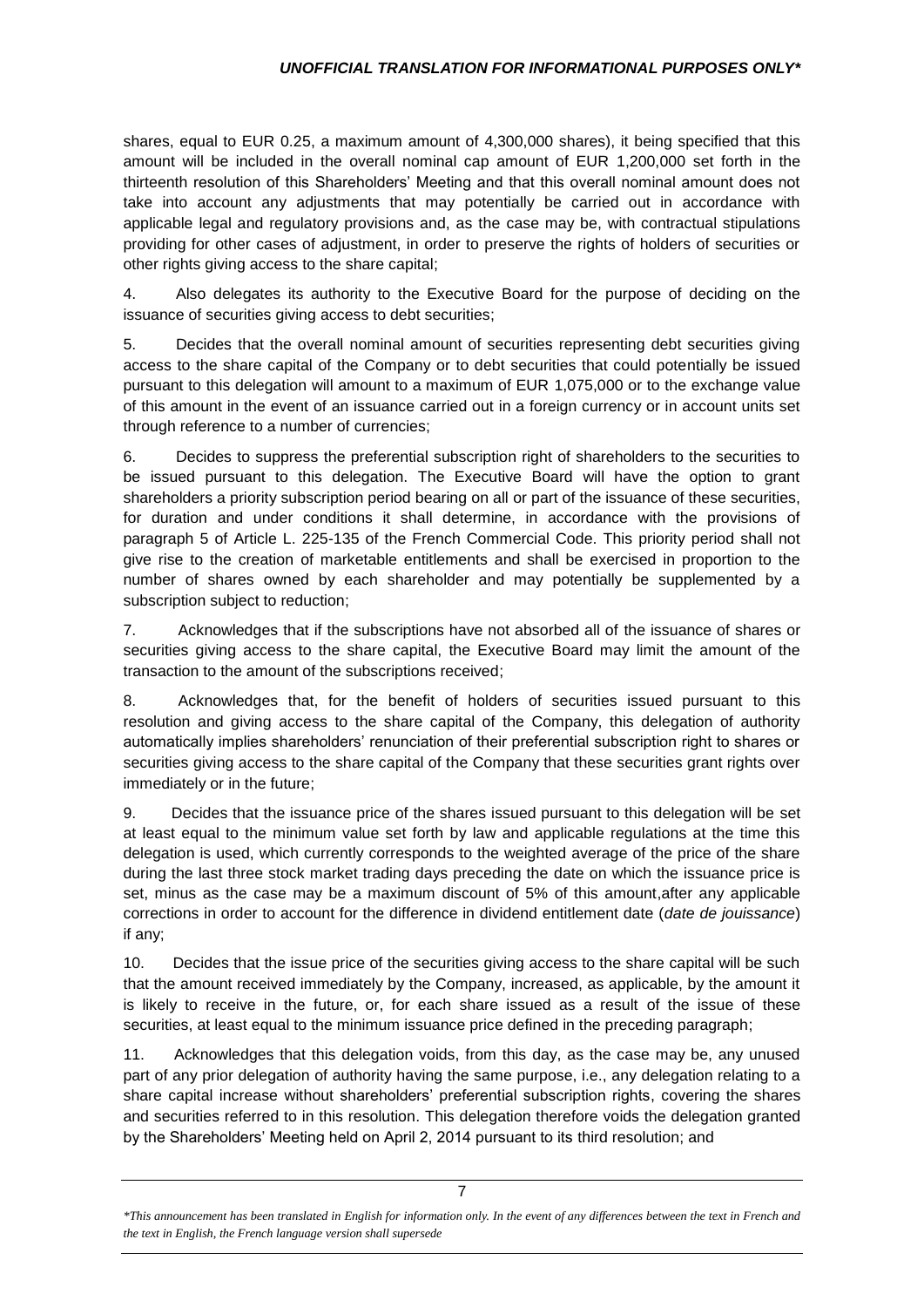shares, equal to EUR 0.25, a maximum amount of 4,300,000 shares), it being specified that this amount will be included in the overall nominal cap amount of EUR 1,200,000 set forth in the thirteenth resolution of this Shareholders' Meeting and that this overall nominal amount does not take into account any adjustments that may potentially be carried out in accordance with applicable legal and regulatory provisions and, as the case may be, with contractual stipulations providing for other cases of adjustment, in order to preserve the rights of holders of securities or other rights giving access to the share capital;

4. Also delegates its authority to the Executive Board for the purpose of deciding on the issuance of securities giving access to debt securities;

5. Decides that the overall nominal amount of securities representing debt securities giving access to the share capital of the Company or to debt securities that could potentially be issued pursuant to this delegation will amount to a maximum of EUR 1,075,000 or to the exchange value of this amount in the event of an issuance carried out in a foreign currency or in account units set through reference to a number of currencies;

6. Decides to suppress the preferential subscription right of shareholders to the securities to be issued pursuant to this delegation. The Executive Board will have the option to grant shareholders a priority subscription period bearing on all or part of the issuance of these securities, for duration and under conditions it shall determine, in accordance with the provisions of paragraph 5 of Article L. 225-135 of the French Commercial Code. This priority period shall not give rise to the creation of marketable entitlements and shall be exercised in proportion to the number of shares owned by each shareholder and may potentially be supplemented by a subscription subject to reduction;

7. Acknowledges that if the subscriptions have not absorbed all of the issuance of shares or securities giving access to the share capital, the Executive Board may limit the amount of the transaction to the amount of the subscriptions received;

8. Acknowledges that, for the benefit of holders of securities issued pursuant to this resolution and giving access to the share capital of the Company, this delegation of authority automatically implies shareholders' renunciation of their preferential subscription right to shares or securities giving access to the share capital of the Company that these securities grant rights over immediately or in the future;

9. Decides that the issuance price of the shares issued pursuant to this delegation will be set at least equal to the minimum value set forth by law and applicable regulations at the time this delegation is used, which currently corresponds to the weighted average of the price of the share during the last three stock market trading days preceding the date on which the issuance price is set, minus as the case may be a maximum discount of 5% of this amount,after any applicable corrections in order to account for the difference in dividend entitlement date (*date de jouissance*) if any;

10. Decides that the issue price of the securities giving access to the share capital will be such that the amount received immediately by the Company, increased, as applicable, by the amount it is likely to receive in the future, or, for each share issued as a result of the issue of these securities, at least equal to the minimum issuance price defined in the preceding paragraph;

11. Acknowledges that this delegation voids, from this day, as the case may be, any unused part of any prior delegation of authority having the same purpose, i.e., any delegation relating to a share capital increase without shareholders' preferential subscription rights, covering the shares and securities referred to in this resolution. This delegation therefore voids the delegation granted by the Shareholders' Meeting held on April 2, 2014 pursuant to its third resolution; and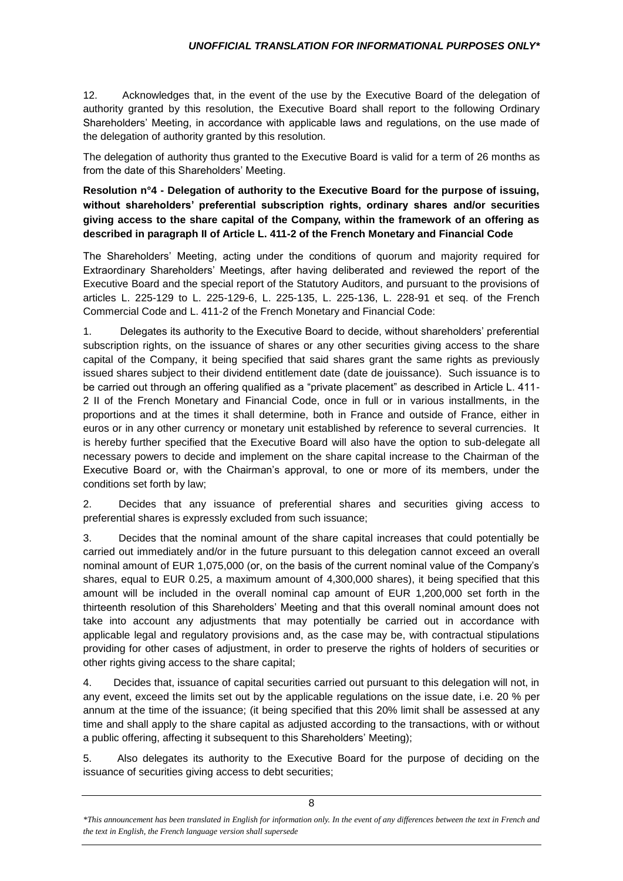12. Acknowledges that, in the event of the use by the Executive Board of the delegation of authority granted by this resolution, the Executive Board shall report to the following Ordinary Shareholders' Meeting, in accordance with applicable laws and regulations, on the use made of the delegation of authority granted by this resolution.

The delegation of authority thus granted to the Executive Board is valid for a term of 26 months as from the date of this Shareholders' Meeting.

**Resolution n°4 - Delegation of authority to the Executive Board for the purpose of issuing, without shareholders' preferential subscription rights, ordinary shares and/or securities giving access to the share capital of the Company, within the framework of an offering as described in paragraph II of Article L. 411-2 of the French Monetary and Financial Code**

The Shareholders' Meeting, acting under the conditions of quorum and majority required for Extraordinary Shareholders' Meetings, after having deliberated and reviewed the report of the Executive Board and the special report of the Statutory Auditors, and pursuant to the provisions of articles L. 225-129 to L. 225-129-6, L. 225-135, L. 225-136, L. 228-91 et seq. of the French Commercial Code and L. 411-2 of the French Monetary and Financial Code:

1. Delegates its authority to the Executive Board to decide, without shareholders' preferential subscription rights, on the issuance of shares or any other securities giving access to the share capital of the Company, it being specified that said shares grant the same rights as previously issued shares subject to their dividend entitlement date (date de jouissance). Such issuance is to be carried out through an offering qualified as a "private placement" as described in Article L. 411-2 II of the French Monetary and Financial Code, once in full or in various installments, in the proportions and at the times it shall determine, both in France and outside of France, either in euros or in any other currency or monetary unit established by reference to several currencies. It is hereby further specified that the Executive Board will also have the option to sub-delegate all necessary powers to decide and implement on the share capital increase to the Chairman of the Executive Board or, with the Chairman's approval, to one or more of its members, under the conditions set forth by law;

2. Decides that any issuance of preferential shares and securities giving access to preferential shares is expressly excluded from such issuance;

3. Decides that the nominal amount of the share capital increases that could potentially be carried out immediately and/or in the future pursuant to this delegation cannot exceed an overall nominal amount of EUR 1,075,000 (or, on the basis of the current nominal value of the Company's shares, equal to EUR 0.25, a maximum amount of 4,300,000 shares), it being specified that this amount will be included in the overall nominal cap amount of EUR 1,200,000 set forth in the thirteenth resolution of this Shareholders' Meeting and that this overall nominal amount does not take into account any adjustments that may potentially be carried out in accordance with applicable legal and regulatory provisions and, as the case may be, with contractual stipulations providing for other cases of adjustment, in order to preserve the rights of holders of securities or other rights giving access to the share capital;

4. Decides that, issuance of capital securities carried out pursuant to this delegation will not, in any event, exceed the limits set out by the applicable regulations on the issue date, i.e. 20 % per annum at the time of the issuance; (it being specified that this 20% limit shall be assessed at any time and shall apply to the share capital as adjusted according to the transactions, with or without a public offering, affecting it subsequent to this Shareholders' Meeting);

5. Also delegates its authority to the Executive Board for the purpose of deciding on the issuance of securities giving access to debt securities;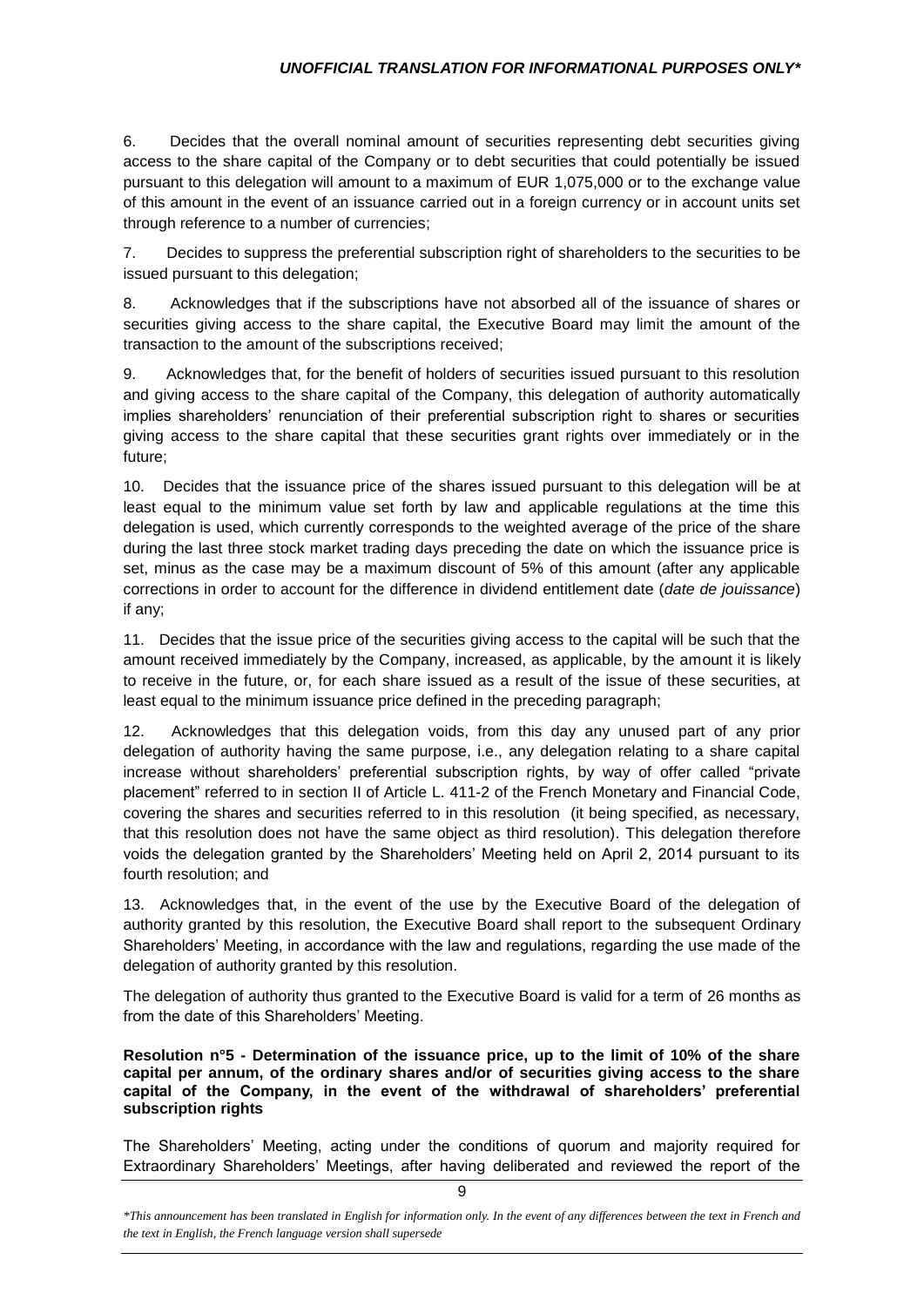6. Decides that the overall nominal amount of securities representing debt securities giving access to the share capital of the Company or to debt securities that could potentially be issued pursuant to this delegation will amount to a maximum of EUR 1,075,000 or to the exchange value of this amount in the event of an issuance carried out in a foreign currency or in account units set through reference to a number of currencies;

7. Decides to suppress the preferential subscription right of shareholders to the securities to be issued pursuant to this delegation;

8. Acknowledges that if the subscriptions have not absorbed all of the issuance of shares or securities giving access to the share capital, the Executive Board may limit the amount of the transaction to the amount of the subscriptions received;

9. Acknowledges that, for the benefit of holders of securities issued pursuant to this resolution and giving access to the share capital of the Company, this delegation of authority automatically implies shareholders' renunciation of their preferential subscription right to shares or securities giving access to the share capital that these securities grant rights over immediately or in the future;

10. Decides that the issuance price of the shares issued pursuant to this delegation will be at least equal to the minimum value set forth by law and applicable regulations at the time this delegation is used, which currently corresponds to the weighted average of the price of the share during the last three stock market trading days preceding the date on which the issuance price is set, minus as the case may be a maximum discount of 5% of this amount (after any applicable corrections in order to account for the difference in dividend entitlement date (*date de jouissance*) if any;

11. Decides that the issue price of the securities giving access to the capital will be such that the amount received immediately by the Company, increased, as applicable, by the amount it is likely to receive in the future, or, for each share issued as a result of the issue of these securities, at least equal to the minimum issuance price defined in the preceding paragraph;

12. Acknowledges that this delegation voids, from this day any unused part of any prior delegation of authority having the same purpose, i.e., any delegation relating to a share capital increase without shareholders' preferential subscription rights, by way of offer called "private placement" referred to in section II of Article L. 411-2 of the French Monetary and Financial Code, covering the shares and securities referred to in this resolution (it being specified, as necessary, that this resolution does not have the same object as third resolution). This delegation therefore voids the delegation granted by the Shareholders' Meeting held on April 2, 2014 pursuant to its fourth resolution; and

13. Acknowledges that, in the event of the use by the Executive Board of the delegation of authority granted by this resolution, the Executive Board shall report to the subsequent Ordinary Shareholders' Meeting, in accordance with the law and regulations, regarding the use made of the delegation of authority granted by this resolution.

The delegation of authority thus granted to the Executive Board is valid for a term of 26 months as from the date of this Shareholders' Meeting.

**Resolution n°5 - Determination of the issuance price, up to the limit of 10% of the share capital per annum, of the ordinary shares and/or of securities giving access to the share capital of the Company, in the event of the withdrawal of shareholders' preferential subscription rights**

The Shareholders' Meeting, acting under the conditions of quorum and majority required for Extraordinary Shareholders' Meetings, after having deliberated and reviewed the report of the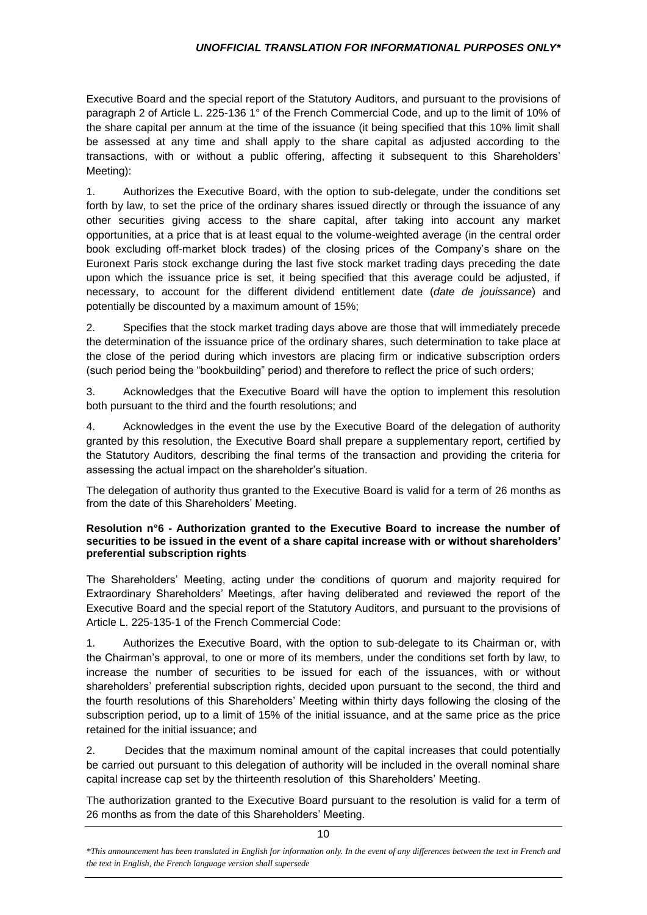Executive Board and the special report of the Statutory Auditors, and pursuant to the provisions of paragraph 2 of Article L. 225-136 1° of the French Commercial Code, and up to the limit of 10% of the share capital per annum at the time of the issuance (it being specified that this 10% limit shall be assessed at any time and shall apply to the share capital as adjusted according to the transactions, with or without a public offering, affecting it subsequent to this Shareholders' Meeting):

1. Authorizes the Executive Board, with the option to sub-delegate, under the conditions set forth by law, to set the price of the ordinary shares issued directly or through the issuance of any other securities giving access to the share capital, after taking into account any market opportunities, at a price that is at least equal to the volume-weighted average (in the central order book excluding off-market block trades) of the closing prices of the Company's share on the Euronext Paris stock exchange during the last five stock market trading days preceding the date upon which the issuance price is set, it being specified that this average could be adjusted, if necessary, to account for the different dividend entitlement date (*date de jouissance*) and potentially be discounted by a maximum amount of 15%;

2. Specifies that the stock market trading days above are those that will immediately precede the determination of the issuance price of the ordinary shares, such determination to take place at the close of the period during which investors are placing firm or indicative subscription orders (such period being the "bookbuilding" period) and therefore to reflect the price of such orders;

3. Acknowledges that the Executive Board will have the option to implement this resolution both pursuant to the third and the fourth resolutions; and

4. Acknowledges in the event the use by the Executive Board of the delegation of authority granted by this resolution, the Executive Board shall prepare a supplementary report, certified by the Statutory Auditors, describing the final terms of the transaction and providing the criteria for assessing the actual impact on the shareholder's situation.

The delegation of authority thus granted to the Executive Board is valid for a term of 26 months as from the date of this Shareholders' Meeting.

**Resolution n°6 - Authorization granted to the Executive Board to increase the number of securities to be issued in the event of a share capital increase with or without shareholders' preferential subscription rights**

The Shareholders' Meeting, acting under the conditions of quorum and majority required for Extraordinary Shareholders' Meetings, after having deliberated and reviewed the report of the Executive Board and the special report of the Statutory Auditors, and pursuant to the provisions of Article L. 225-135-1 of the French Commercial Code:

1. Authorizes the Executive Board, with the option to sub-delegate to its Chairman or, with the Chairman's approval, to one or more of its members, under the conditions set forth by law, to increase the number of securities to be issued for each of the issuances, with or without shareholders' preferential subscription rights, decided upon pursuant to the second, the third and the fourth resolutions of this Shareholders' Meeting within thirty days following the closing of the subscription period, up to a limit of 15% of the initial issuance, and at the same price as the price retained for the initial issuance; and

2. Decides that the maximum nominal amount of the capital increases that could potentially be carried out pursuant to this delegation of authority will be included in the overall nominal share capital increase cap set by the thirteenth resolution of this Shareholders' Meeting.

The authorization granted to the Executive Board pursuant to the resolution is valid for a term of 26 months as from the date of this Shareholders' Meeting.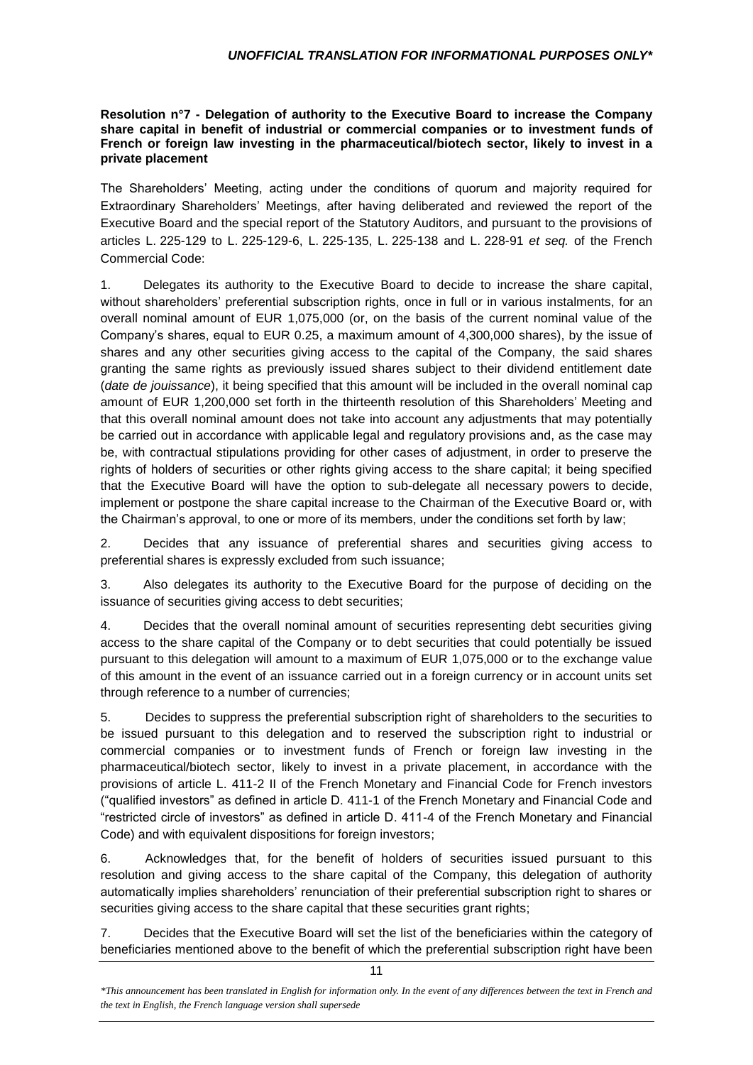**Resolution n°7 - Delegation of authority to the Executive Board to increase the Company share capital in benefit of industrial or commercial companies or to investment funds of French or foreign law investing in the pharmaceutical/biotech sector, likely to invest in a private placement**

The Shareholders' Meeting, acting under the conditions of quorum and majority required for Extraordinary Shareholders' Meetings, after having deliberated and reviewed the report of the Executive Board and the special report of the Statutory Auditors, and pursuant to the provisions of articles L. 225-129 to L. 225-129-6, L. 225-135, L. 225-138 and L. 228-91 *et seq.* of the French Commercial Code:

1. Delegates its authority to the Executive Board to decide to increase the share capital, without shareholders' preferential subscription rights, once in full or in various instalments, for an overall nominal amount of EUR 1,075,000 (or, on the basis of the current nominal value of the Company's shares, equal to EUR 0.25, a maximum amount of 4,300,000 shares), by the issue of shares and any other securities giving access to the capital of the Company, the said shares granting the same rights as previously issued shares subject to their dividend entitlement date (*date de jouissance*), it being specified that this amount will be included in the overall nominal cap amount of EUR 1,200,000 set forth in the thirteenth resolution of this Shareholders' Meeting and that this overall nominal amount does not take into account any adjustments that may potentially be carried out in accordance with applicable legal and regulatory provisions and, as the case may be, with contractual stipulations providing for other cases of adjustment, in order to preserve the rights of holders of securities or other rights giving access to the share capital; it being specified that the Executive Board will have the option to sub-delegate all necessary powers to decide, implement or postpone the share capital increase to the Chairman of the Executive Board or, with the Chairman's approval, to one or more of its members, under the conditions set forth by law;

2. Decides that any issuance of preferential shares and securities giving access to preferential shares is expressly excluded from such issuance;

3. Also delegates its authority to the Executive Board for the purpose of deciding on the issuance of securities giving access to debt securities;

4. Decides that the overall nominal amount of securities representing debt securities giving access to the share capital of the Company or to debt securities that could potentially be issued pursuant to this delegation will amount to a maximum of EUR 1,075,000 or to the exchange value of this amount in the event of an issuance carried out in a foreign currency or in account units set through reference to a number of currencies;

5. Decides to suppress the preferential subscription right of shareholders to the securities to be issued pursuant to this delegation and to reserved the subscription right to industrial or commercial companies or to investment funds of French or foreign law investing in the pharmaceutical/biotech sector, likely to invest in a private placement, in accordance with the provisions of article L. 411-2 II of the French Monetary and Financial Code for French investors ("qualified investors" as defined in article D. 411-1 of the French Monetary and Financial Code and "restricted circle of investors" as defined in article D. 411-4 of the French Monetary and Financial Code) and with equivalent dispositions for foreign investors;

6. Acknowledges that, for the benefit of holders of securities issued pursuant to this resolution and giving access to the share capital of the Company, this delegation of authority automatically implies shareholders' renunciation of their preferential subscription right to shares or securities giving access to the share capital that these securities grant rights;

7. Decides that the Executive Board will set the list of the beneficiaries within the category of beneficiaries mentioned above to the benefit of which the preferential subscription right have been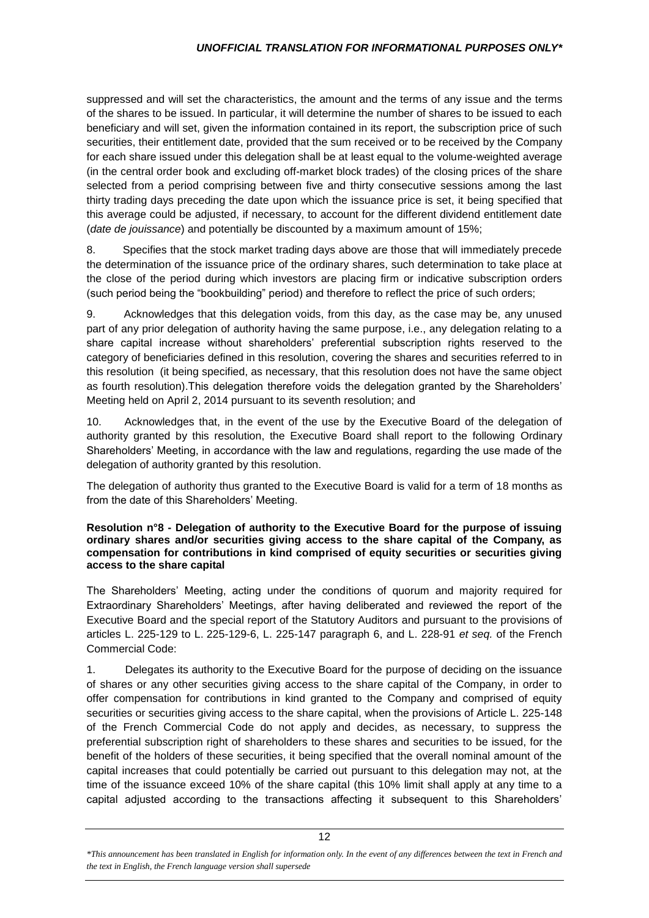suppressed and will set the characteristics, the amount and the terms of any issue and the terms of the shares to be issued. In particular, it will determine the number of shares to be issued to each beneficiary and will set, given the information contained in its report, the subscription price of such securities, their entitlement date, provided that the sum received or to be received by the Company for each share issued under this delegation shall be at least equal to the volume-weighted average (in the central order book and excluding off-market block trades) of the closing prices of the share selected from a period comprising between five and thirty consecutive sessions among the last thirty trading days preceding the date upon which the issuance price is set, it being specified that this average could be adjusted, if necessary, to account for the different dividend entitlement date (*date de jouissance*) and potentially be discounted by a maximum amount of 15%;

8. Specifies that the stock market trading days above are those that will immediately precede the determination of the issuance price of the ordinary shares, such determination to take place at the close of the period during which investors are placing firm or indicative subscription orders (such period being the "bookbuilding" period) and therefore to reflect the price of such orders;

9. Acknowledges that this delegation voids, from this day, as the case may be, any unused part of any prior delegation of authority having the same purpose, i.e., any delegation relating to a share capital increase without shareholders' preferential subscription rights reserved to the category of beneficiaries defined in this resolution, covering the shares and securities referred to in this resolution (it being specified, as necessary, that this resolution does not have the same object as fourth resolution).This delegation therefore voids the delegation granted by the Shareholders' Meeting held on April 2, 2014 pursuant to its seventh resolution; and

10. Acknowledges that, in the event of the use by the Executive Board of the delegation of authority granted by this resolution, the Executive Board shall report to the following Ordinary Shareholders' Meeting, in accordance with the law and regulations, regarding the use made of the delegation of authority granted by this resolution.

The delegation of authority thus granted to the Executive Board is valid for a term of 18 months as from the date of this Shareholders' Meeting.

**Resolution n°8 - Delegation of authority to the Executive Board for the purpose of issuing ordinary shares and/or securities giving access to the share capital of the Company, as compensation for contributions in kind comprised of equity securities or securities giving access to the share capital**

The Shareholders' Meeting, acting under the conditions of quorum and majority required for Extraordinary Shareholders' Meetings, after having deliberated and reviewed the report of the Executive Board and the special report of the Statutory Auditors and pursuant to the provisions of articles L. 225-129 to L. 225-129-6, L. 225-147 paragraph 6, and L. 228-91 *et seq.* of the French Commercial Code:

1. Delegates its authority to the Executive Board for the purpose of deciding on the issuance of shares or any other securities giving access to the share capital of the Company, in order to offer compensation for contributions in kind granted to the Company and comprised of equity securities or securities giving access to the share capital, when the provisions of Article L. 225-148 of the French Commercial Code do not apply and decides, as necessary, to suppress the preferential subscription right of shareholders to these shares and securities to be issued, for the benefit of the holders of these securities, it being specified that the overall nominal amount of the capital increases that could potentially be carried out pursuant to this delegation may not, at the time of the issuance exceed 10% of the share capital (this 10% limit shall apply at any time to a capital adjusted according to the transactions affecting it subsequent to this Shareholders'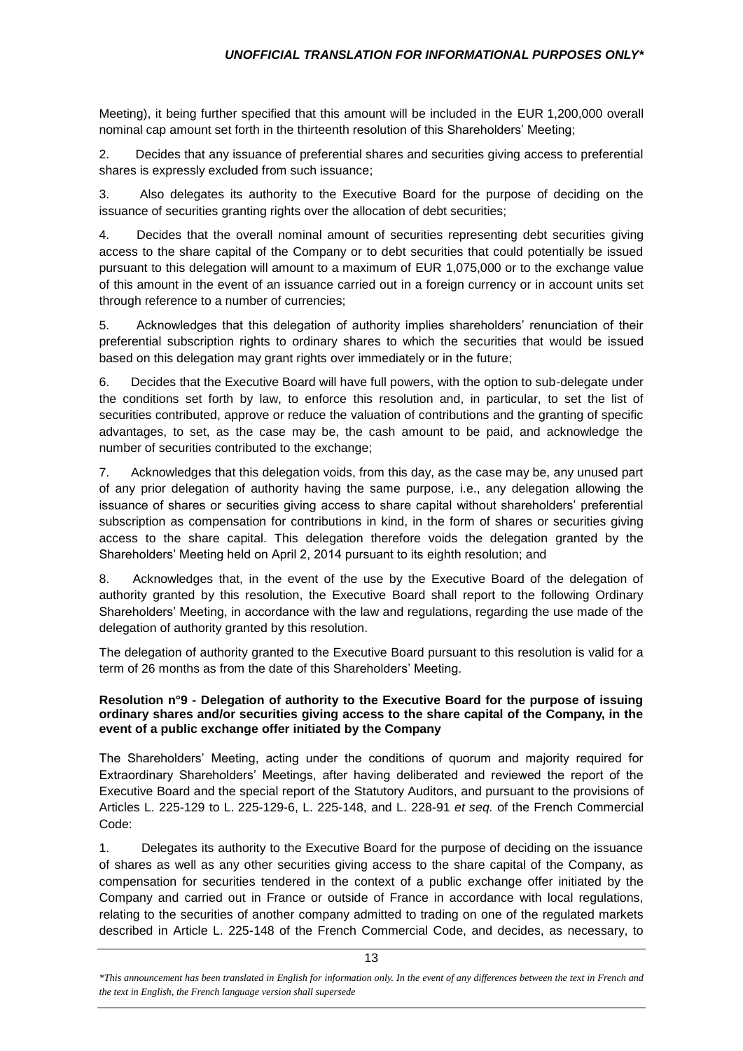Meeting), it being further specified that this amount will be included in the EUR 1,200,000 overall nominal cap amount set forth in the thirteenth resolution of this Shareholders' Meeting;

2. Decides that any issuance of preferential shares and securities giving access to preferential shares is expressly excluded from such issuance;

3. Also delegates its authority to the Executive Board for the purpose of deciding on the issuance of securities granting rights over the allocation of debt securities;

4. Decides that the overall nominal amount of securities representing debt securities giving access to the share capital of the Company or to debt securities that could potentially be issued pursuant to this delegation will amount to a maximum of EUR 1,075,000 or to the exchange value of this amount in the event of an issuance carried out in a foreign currency or in account units set through reference to a number of currencies;

5. Acknowledges that this delegation of authority implies shareholders' renunciation of their preferential subscription rights to ordinary shares to which the securities that would be issued based on this delegation may grant rights over immediately or in the future;

6. Decides that the Executive Board will have full powers, with the option to sub-delegate under the conditions set forth by law, to enforce this resolution and, in particular, to set the list of securities contributed, approve or reduce the valuation of contributions and the granting of specific advantages, to set, as the case may be, the cash amount to be paid, and acknowledge the number of securities contributed to the exchange;

7. Acknowledges that this delegation voids, from this day, as the case may be, any unused part of any prior delegation of authority having the same purpose, i.e., any delegation allowing the issuance of shares or securities giving access to share capital without shareholders' preferential subscription as compensation for contributions in kind, in the form of shares or securities giving access to the share capital. This delegation therefore voids the delegation granted by the Shareholders' Meeting held on April 2, 2014 pursuant to its eighth resolution; and

8. Acknowledges that, in the event of the use by the Executive Board of the delegation of authority granted by this resolution, the Executive Board shall report to the following Ordinary Shareholders' Meeting, in accordance with the law and regulations, regarding the use made of the delegation of authority granted by this resolution.

The delegation of authority granted to the Executive Board pursuant to this resolution is valid for a term of 26 months as from the date of this Shareholders' Meeting.

**Resolution n°9 - Delegation of authority to the Executive Board for the purpose of issuing ordinary shares and/or securities giving access to the share capital of the Company, in the event of a public exchange offer initiated by the Company**

The Shareholders' Meeting, acting under the conditions of quorum and majority required for Extraordinary Shareholders' Meetings, after having deliberated and reviewed the report of the Executive Board and the special report of the Statutory Auditors, and pursuant to the provisions of Articles L. 225-129 to L. 225-129-6, L. 225-148, and L. 228-91 *et seq.* of the French Commercial Code:

1. Delegates its authority to the Executive Board for the purpose of deciding on the issuance of shares as well as any other securities giving access to the share capital of the Company, as compensation for securities tendered in the context of a public exchange offer initiated by the Company and carried out in France or outside of France in accordance with local regulations, relating to the securities of another company admitted to trading on one of the regulated markets described in Article L. 225-148 of the French Commercial Code, and decides, as necessary, to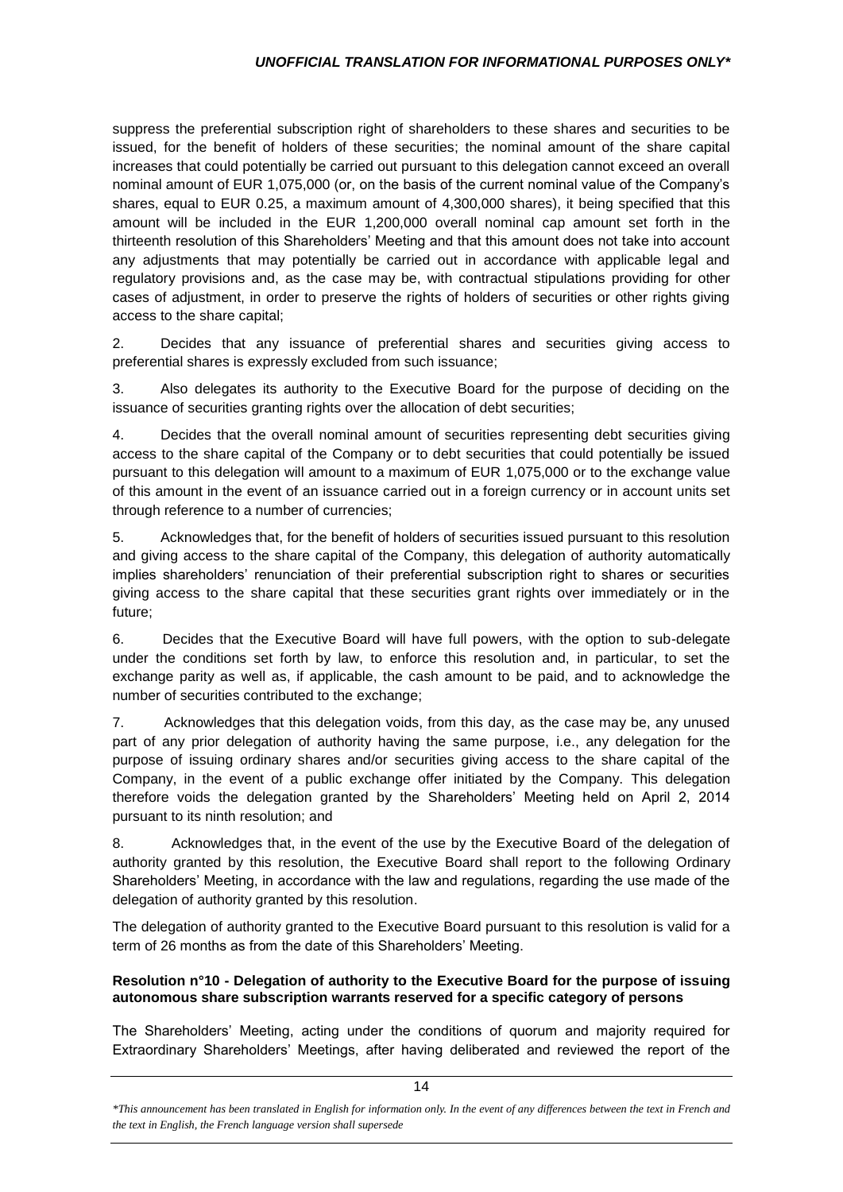suppress the preferential subscription right of shareholders to these shares and securities to be issued, for the benefit of holders of these securities; the nominal amount of the share capital increases that could potentially be carried out pursuant to this delegation cannot exceed an overall nominal amount of EUR 1,075,000 (or, on the basis of the current nominal value of the Company's shares, equal to EUR 0.25, a maximum amount of 4,300,000 shares), it being specified that this amount will be included in the EUR 1,200,000 overall nominal cap amount set forth in the thirteenth resolution of this Shareholders' Meeting and that this amount does not take into account any adjustments that may potentially be carried out in accordance with applicable legal and regulatory provisions and, as the case may be, with contractual stipulations providing for other cases of adjustment, in order to preserve the rights of holders of securities or other rights giving access to the share capital;

2. Decides that any issuance of preferential shares and securities giving access to preferential shares is expressly excluded from such issuance;

3. Also delegates its authority to the Executive Board for the purpose of deciding on the issuance of securities granting rights over the allocation of debt securities;

4. Decides that the overall nominal amount of securities representing debt securities giving access to the share capital of the Company or to debt securities that could potentially be issued pursuant to this delegation will amount to a maximum of EUR 1,075,000 or to the exchange value of this amount in the event of an issuance carried out in a foreign currency or in account units set through reference to a number of currencies;

5. Acknowledges that, for the benefit of holders of securities issued pursuant to this resolution and giving access to the share capital of the Company, this delegation of authority automatically implies shareholders' renunciation of their preferential subscription right to shares or securities giving access to the share capital that these securities grant rights over immediately or in the future;

6. Decides that the Executive Board will have full powers, with the option to sub-delegate under the conditions set forth by law, to enforce this resolution and, in particular, to set the exchange parity as well as, if applicable, the cash amount to be paid, and to acknowledge the number of securities contributed to the exchange;

7. Acknowledges that this delegation voids, from this day, as the case may be, any unused part of any prior delegation of authority having the same purpose, i.e., any delegation for the purpose of issuing ordinary shares and/or securities giving access to the share capital of the Company, in the event of a public exchange offer initiated by the Company. This delegation therefore voids the delegation granted by the Shareholders' Meeting held on April 2, 2014 pursuant to its ninth resolution; and

8. Acknowledges that, in the event of the use by the Executive Board of the delegation of authority granted by this resolution, the Executive Board shall report to the following Ordinary Shareholders' Meeting, in accordance with the law and regulations, regarding the use made of the delegation of authority granted by this resolution.

The delegation of authority granted to the Executive Board pursuant to this resolution is valid for a term of 26 months as from the date of this Shareholders' Meeting.

**Resolution n°10 - Delegation of authority to the Executive Board for the purpose of issuing autonomous share subscription warrants reserved for a specific category of persons**

The Shareholders' Meeting, acting under the conditions of quorum and majority required for Extraordinary Shareholders' Meetings, after having deliberated and reviewed the report of the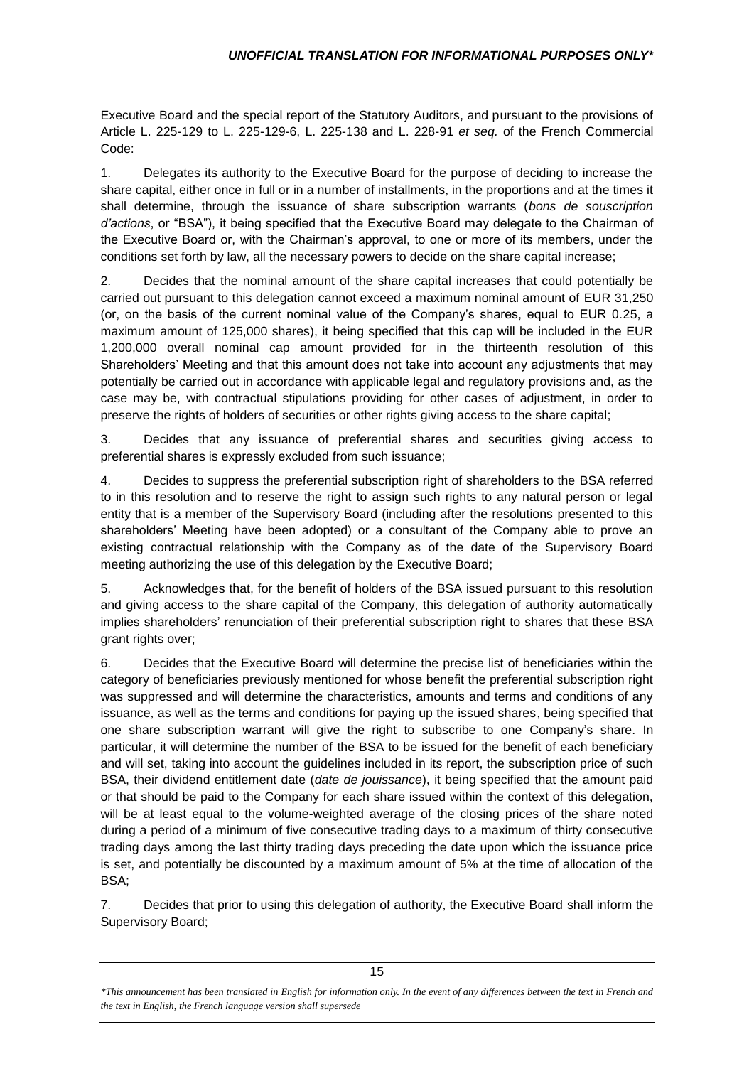Executive Board and the special report of the Statutory Auditors, and pursuant to the provisions of Article L. 225-129 to L. 225-129-6, L. 225-138 and L. 228-91 *et seq.* of the French Commercial Code:

1. Delegates its authority to the Executive Board for the purpose of deciding to increase the share capital, either once in full or in a number of installments, in the proportions and at the times it shall determine, through the issuance of share subscription warrants (*bons de souscription d'actions*, or "BSA"), it being specified that the Executive Board may delegate to the Chairman of the Executive Board or, with the Chairman's approval, to one or more of its members, under the conditions set forth by law, all the necessary powers to decide on the share capital increase;

2. Decides that the nominal amount of the share capital increases that could potentially be carried out pursuant to this delegation cannot exceed a maximum nominal amount of EUR 31,250 (or, on the basis of the current nominal value of the Company's shares, equal to EUR 0.25, a maximum amount of 125,000 shares), it being specified that this cap will be included in the EUR 1,200,000 overall nominal cap amount provided for in the thirteenth resolution of this Shareholders' Meeting and that this amount does not take into account any adjustments that may potentially be carried out in accordance with applicable legal and regulatory provisions and, as the case may be, with contractual stipulations providing for other cases of adjustment, in order to preserve the rights of holders of securities or other rights giving access to the share capital;

3. Decides that any issuance of preferential shares and securities giving access to preferential shares is expressly excluded from such issuance;

4. Decides to suppress the preferential subscription right of shareholders to the BSA referred to in this resolution and to reserve the right to assign such rights to any natural person or legal entity that is a member of the Supervisory Board (including after the resolutions presented to this shareholders' Meeting have been adopted) or a consultant of the Company able to prove an existing contractual relationship with the Company as of the date of the Supervisory Board meeting authorizing the use of this delegation by the Executive Board;

5. Acknowledges that, for the benefit of holders of the BSA issued pursuant to this resolution and giving access to the share capital of the Company, this delegation of authority automatically implies shareholders' renunciation of their preferential subscription right to shares that these BSA grant rights over;

6. Decides that the Executive Board will determine the precise list of beneficiaries within the category of beneficiaries previously mentioned for whose benefit the preferential subscription right was suppressed and will determine the characteristics, amounts and terms and conditions of any issuance, as well as the terms and conditions for paying up the issued shares, being specified that one share subscription warrant will give the right to subscribe to one Company's share. In particular, it will determine the number of the BSA to be issued for the benefit of each beneficiary and will set, taking into account the guidelines included in its report, the subscription price of such BSA, their dividend entitlement date (*date de jouissance*), it being specified that the amount paid or that should be paid to the Company for each share issued within the context of this delegation, will be at least equal to the volume-weighted average of the closing prices of the share noted during a period of a minimum of five consecutive trading days to a maximum of thirty consecutive trading days among the last thirty trading days preceding the date upon which the issuance price is set, and potentially be discounted by a maximum amount of 5% at the time of allocation of the BSA;

7. Decides that prior to using this delegation of authority, the Executive Board shall inform the Supervisory Board;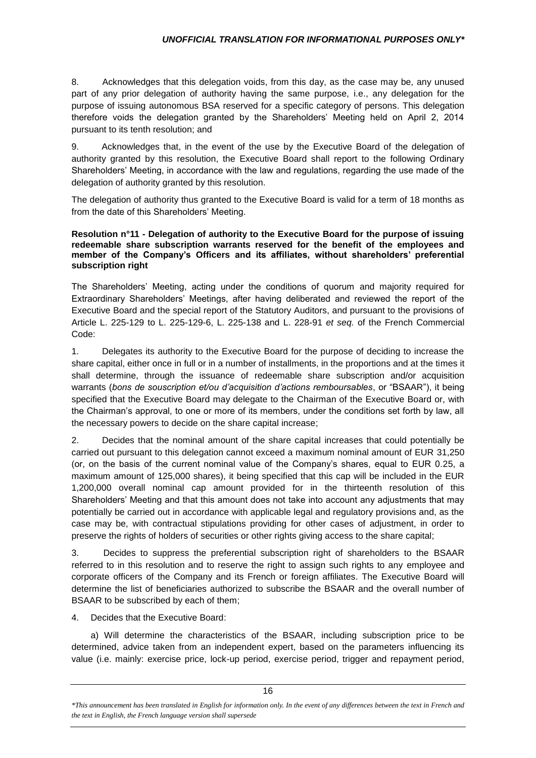8. Acknowledges that this delegation voids, from this day, as the case may be, any unused part of any prior delegation of authority having the same purpose, i.e., any delegation for the purpose of issuing autonomous BSA reserved for a specific category of persons. This delegation therefore voids the delegation granted by the Shareholders' Meeting held on April 2, 2014 pursuant to its tenth resolution; and

9. Acknowledges that, in the event of the use by the Executive Board of the delegation of authority granted by this resolution, the Executive Board shall report to the following Ordinary Shareholders' Meeting, in accordance with the law and regulations, regarding the use made of the delegation of authority granted by this resolution.

The delegation of authority thus granted to the Executive Board is valid for a term of 18 months as from the date of this Shareholders' Meeting.

**Resolution n°11 - Delegation of authority to the Executive Board for the purpose of issuing redeemable share subscription warrants reserved for the benefit of the employees and member of the Company's Officers and its affiliates, without shareholders' preferential subscription right**

The Shareholders' Meeting, acting under the conditions of quorum and majority required for Extraordinary Shareholders' Meetings, after having deliberated and reviewed the report of the Executive Board and the special report of the Statutory Auditors, and pursuant to the provisions of Article L. 225-129 to L. 225-129-6, L. 225-138 and L. 228-91 *et seq.* of the French Commercial Code:

1. Delegates its authority to the Executive Board for the purpose of deciding to increase the share capital, either once in full or in a number of installments, in the proportions and at the times it shall determine, through the issuance of redeemable share subscription and/or acquisition warrants (*bons de souscription et/ou d'acquisition d'actions remboursables*, or "BSAAR"), it being specified that the Executive Board may delegate to the Chairman of the Executive Board or, with the Chairman's approval, to one or more of its members, under the conditions set forth by law, all the necessary powers to decide on the share capital increase;

2. Decides that the nominal amount of the share capital increases that could potentially be carried out pursuant to this delegation cannot exceed a maximum nominal amount of EUR 31,250 (or, on the basis of the current nominal value of the Company's shares, equal to EUR 0.25, a maximum amount of 125,000 shares), it being specified that this cap will be included in the EUR 1,200,000 overall nominal cap amount provided for in the thirteenth resolution of this Shareholders' Meeting and that this amount does not take into account any adjustments that may potentially be carried out in accordance with applicable legal and regulatory provisions and, as the case may be, with contractual stipulations providing for other cases of adjustment, in order to preserve the rights of holders of securities or other rights giving access to the share capital;

3. Decides to suppress the preferential subscription right of shareholders to the BSAAR referred to in this resolution and to reserve the right to assign such rights to any employee and corporate officers of the Company and its French or foreign affiliates. The Executive Board will determine the list of beneficiaries authorized to subscribe the BSAAR and the overall number of BSAAR to be subscribed by each of them;

4. Decides that the Executive Board:

a) Will determine the characteristics of the BSAAR, including subscription price to be determined, advice taken from an independent expert, based on the parameters influencing its value (i.e. mainly: exercise price, lock-up period, exercise period, trigger and repayment period,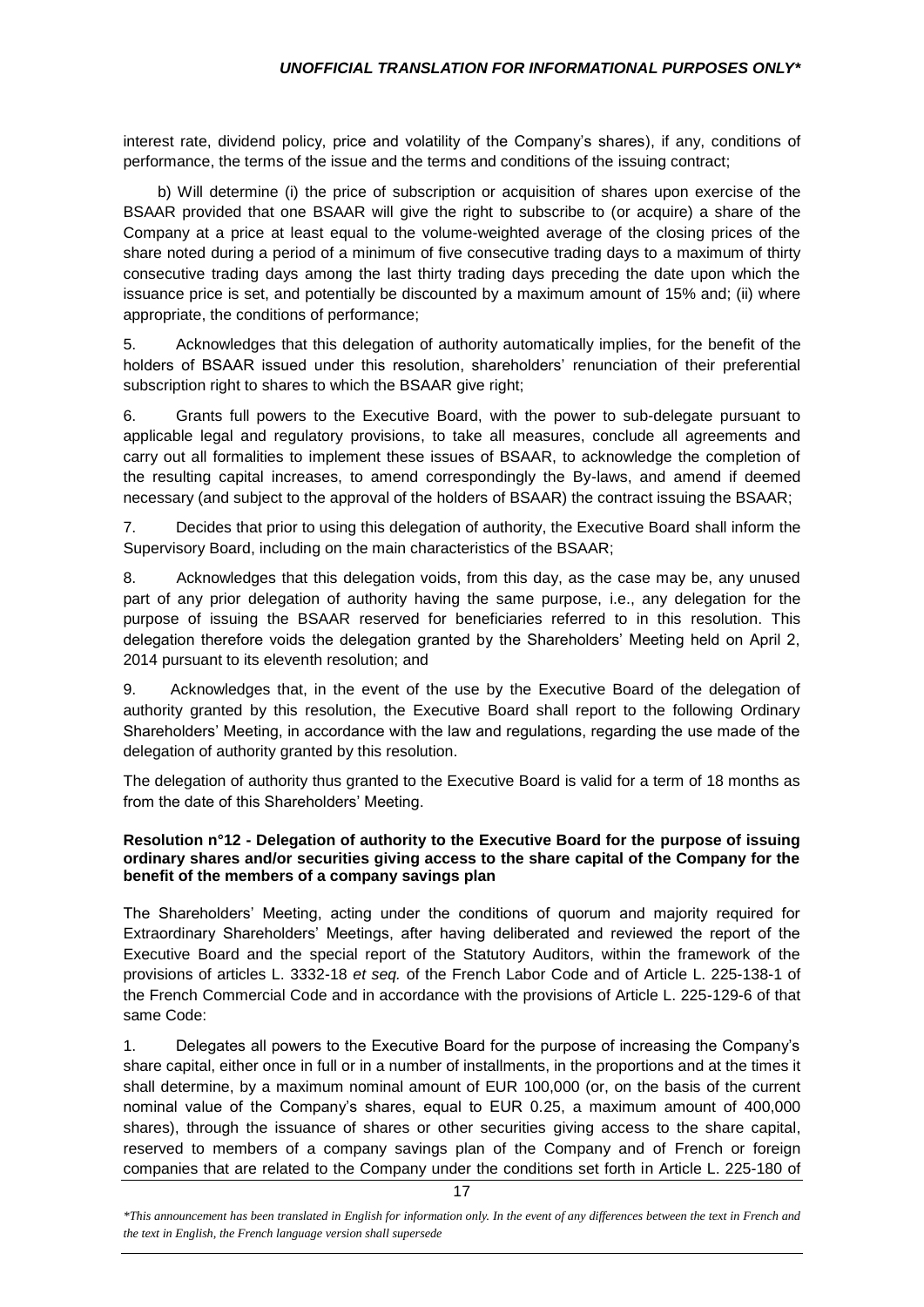interest rate, dividend policy, price and volatility of the Company's shares), if any, conditions of performance, the terms of the issue and the terms and conditions of the issuing contract;

b) Will determine (i) the price of subscription or acquisition of shares upon exercise of the BSAAR provided that one BSAAR will give the right to subscribe to (or acquire) a share of the Company at a price at least equal to the volume-weighted average of the closing prices of the share noted during a period of a minimum of five consecutive trading days to a maximum of thirty consecutive trading days among the last thirty trading days preceding the date upon which the issuance price is set, and potentially be discounted by a maximum amount of 15% and; (ii) where appropriate, the conditions of performance;

5. Acknowledges that this delegation of authority automatically implies, for the benefit of the holders of BSAAR issued under this resolution, shareholders' renunciation of their preferential subscription right to shares to which the BSAAR give right;

6. Grants full powers to the Executive Board, with the power to sub-delegate pursuant to applicable legal and regulatory provisions, to take all measures, conclude all agreements and carry out all formalities to implement these issues of BSAAR, to acknowledge the completion of the resulting capital increases, to amend correspondingly the By-laws, and amend if deemed necessary (and subject to the approval of the holders of BSAAR) the contract issuing the BSAAR;

7. Decides that prior to using this delegation of authority, the Executive Board shall inform the Supervisory Board, including on the main characteristics of the BSAAR;

8. Acknowledges that this delegation voids, from this day, as the case may be, any unused part of any prior delegation of authority having the same purpose, i.e., any delegation for the purpose of issuing the BSAAR reserved for beneficiaries referred to in this resolution. This delegation therefore voids the delegation granted by the Shareholders' Meeting held on April 2, 2014 pursuant to its eleventh resolution; and

9. Acknowledges that, in the event of the use by the Executive Board of the delegation of authority granted by this resolution, the Executive Board shall report to the following Ordinary Shareholders' Meeting, in accordance with the law and regulations, regarding the use made of the delegation of authority granted by this resolution.

The delegation of authority thus granted to the Executive Board is valid for a term of 18 months as from the date of this Shareholders' Meeting.

**Resolution n°12 - Delegation of authority to the Executive Board for the purpose of issuing ordinary shares and/or securities giving access to the share capital of the Company for the benefit of the members of a company savings plan**

The Shareholders' Meeting, acting under the conditions of quorum and majority required for Extraordinary Shareholders' Meetings, after having deliberated and reviewed the report of the Executive Board and the special report of the Statutory Auditors, within the framework of the provisions of articles L. 3332-18 *et seq.* of the French Labor Code and of Article L. 225-138-1 of the French Commercial Code and in accordance with the provisions of Article L. 225-129-6 of that same Code:

1. Delegates all powers to the Executive Board for the purpose of increasing the Company's share capital, either once in full or in a number of installments, in the proportions and at the times it shall determine, by a maximum nominal amount of EUR 100,000 (or, on the basis of the current nominal value of the Company's shares, equal to EUR 0.25, a maximum amount of 400,000 shares), through the issuance of shares or other securities giving access to the share capital, reserved to members of a company savings plan of the Company and of French or foreign companies that are related to the Company under the conditions set forth in Article L. 225-180 of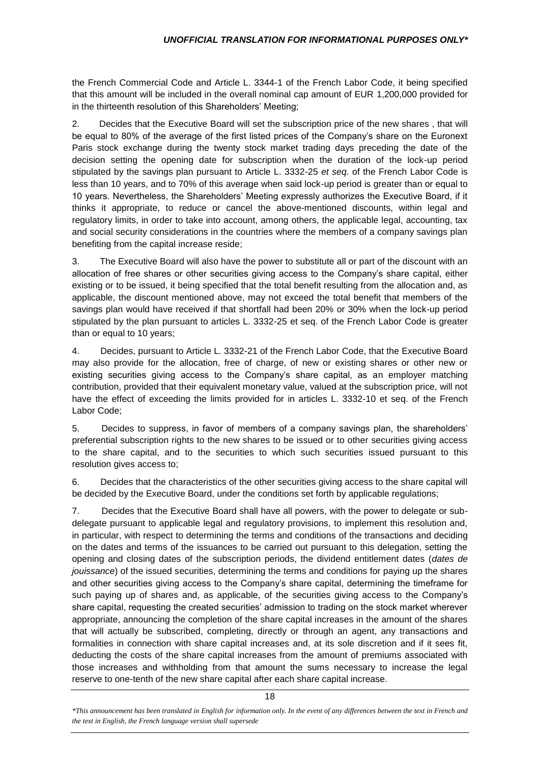the French Commercial Code and Article L. 3344-1 of the French Labor Code, it being specified that this amount will be included in the overall nominal cap amount of EUR 1,200,000 provided for in the thirteenth resolution of this Shareholders' Meeting;

2. Decides that the Executive Board will set the subscription price of the new shares , that will be equal to 80% of the average of the first listed prices of the Company's share on the Euronext Paris stock exchange during the twenty stock market trading days preceding the date of the decision setting the opening date for subscription when the duration of the lock-up period stipulated by the savings plan pursuant to Article L. 3332-25 *et seq.* of the French Labor Code is less than 10 years, and to 70% of this average when said lock-up period is greater than or equal to 10 years. Nevertheless, the Shareholders' Meeting expressly authorizes the Executive Board, if it thinks it appropriate, to reduce or cancel the above-mentioned discounts, within legal and regulatory limits, in order to take into account, among others, the applicable legal, accounting, tax and social security considerations in the countries where the members of a company savings plan benefiting from the capital increase reside;

3. The Executive Board will also have the power to substitute all or part of the discount with an allocation of free shares or other securities giving access to the Company's share capital, either existing or to be issued, it being specified that the total benefit resulting from the allocation and, as applicable, the discount mentioned above, may not exceed the total benefit that members of the savings plan would have received if that shortfall had been 20% or 30% when the lock-up period stipulated by the plan pursuant to articles L. 3332-25 et seq. of the French Labor Code is greater than or equal to 10 years;

4. Decides, pursuant to Article L. 3332-21 of the French Labor Code, that the Executive Board may also provide for the allocation, free of charge, of new or existing shares or other new or existing securities giving access to the Company's share capital, as an employer matching contribution, provided that their equivalent monetary value, valued at the subscription price, will not have the effect of exceeding the limits provided for in articles L. 3332-10 et seq. of the French Labor Code;

5. Decides to suppress, in favor of members of a company savings plan, the shareholders' preferential subscription rights to the new shares to be issued or to other securities giving access to the share capital, and to the securities to which such securities issued pursuant to this resolution gives access to;

6. Decides that the characteristics of the other securities giving access to the share capital will be decided by the Executive Board, under the conditions set forth by applicable regulations;

7. Decides that the Executive Board shall have all powers, with the power to delegate or sub-delegate pursuant to applicable legal and regulatory provisions, to implement this resolution and, in particular, with respect to determining the terms and conditions of the transactions and deciding on the dates and terms of the issuances to be carried out pursuant to this delegation, setting the opening and closing dates of the subscription periods, the dividend entitlement dates (*dates de jouissance*) of the issued securities, determining the terms and conditions for paying up the shares and other securities giving access to the Company's share capital, determining the timeframe for such paying up of shares and, as applicable, of the securities giving access to the Company's share capital, requesting the created securities' admission to trading on the stock market wherever appropriate, announcing the completion of the share capital increases in the amount of the shares that will actually be subscribed, completing, directly or through an agent, any transactions and formalities in connection with share capital increases and, at its sole discretion and if it sees fit, deducting the costs of the share capital increases from the amount of premiums associated with those increases and withholding from that amount the sums necessary to increase the legal reserve to one-tenth of the new share capital after each share capital increase.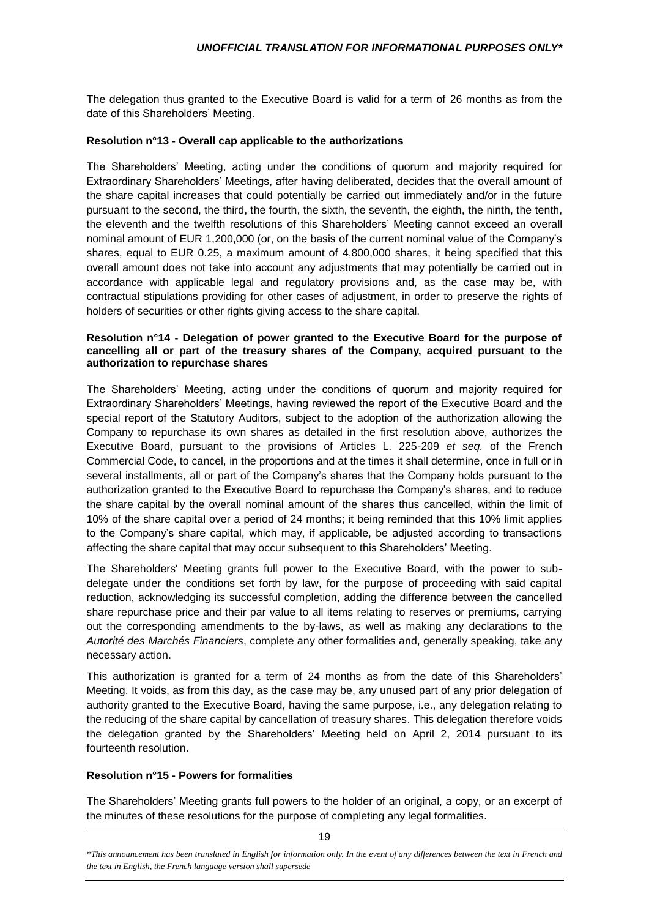The delegation thus granted to the Executive Board is valid for a term of 26 months as from the date of this Shareholders' Meeting.

**Resolution n°13 - Overall cap applicable to the authorizations**

The Shareholders' Meeting, acting under the conditions of quorum and majority required for Extraordinary Shareholders' Meetings, after having deliberated, decides that the overall amount of the share capital increases that could potentially be carried out immediately and/or in the future pursuant to the second, the third, the fourth, the sixth, the seventh, the eighth, the ninth, the tenth, the eleventh and the twelfth resolutions of this Shareholders' Meeting cannot exceed an overall nominal amount of EUR 1,200,000 (or, on the basis of the current nominal value of the Company's shares, equal to EUR 0.25, a maximum amount of 4,800,000 shares, it being specified that this overall amount does not take into account any adjustments that may potentially be carried out in accordance with applicable legal and regulatory provisions and, as the case may be, with contractual stipulations providing for other cases of adjustment, in order to preserve the rights of holders of securities or other rights giving access to the share capital.

**Resolution n°14 - Delegation of power granted to the Executive Board for the purpose of cancelling all or part of the treasury shares of the Company, acquired pursuant to the authorization to repurchase shares**

The Shareholders' Meeting, acting under the conditions of quorum and majority required for Extraordinary Shareholders' Meetings, having reviewed the report of the Executive Board and the special report of the Statutory Auditors, subject to the adoption of the authorization allowing the Company to repurchase its own shares as detailed in the first resolution above, authorizes the Executive Board, pursuant to the provisions of Articles L. 225-209 *et seq.* of the French Commercial Code, to cancel, in the proportions and at the times it shall determine, once in full or in several installments, all or part of the Company's shares that the Company holds pursuant to the authorization granted to the Executive Board to repurchase the Company's shares, and to reduce the share capital by the overall nominal amount of the shares thus cancelled, within the limit of 10% of the share capital over a period of 24 months; it being reminded that this 10% limit applies to the Company's share capital, which may, if applicable, be adjusted according to transactions affecting the share capital that may occur subsequent to this Shareholders' Meeting.

The Shareholders' Meeting grants full power to the Executive Board, with the power to sub-delegate under the conditions set forth by law, for the purpose of proceeding with said capital reduction, acknowledging its successful completion, adding the difference between the cancelled share repurchase price and their par value to all items relating to reserves or premiums, carrying out the corresponding amendments to the by-laws, as well as making any declarations to the *Autorité des Marchés Financiers*, complete any other formalities and, generally speaking, take any necessary action.

This authorization is granted for a term of 24 months as from the date of this Shareholders' Meeting. It voids, as from this day, as the case may be, any unused part of any prior delegation of authority granted to the Executive Board, having the same purpose, i.e., any delegation relating to the reducing of the share capital by cancellation of treasury shares. This delegation therefore voids the delegation granted by the Shareholders' Meeting held on April 2, 2014 pursuant to its fourteenth resolution.

**Resolution n°15 - Powers for formalities**

The Shareholders' Meeting grants full powers to the holder of an original, a copy, or an excerpt of the minutes of these resolutions for the purpose of completing any legal formalities.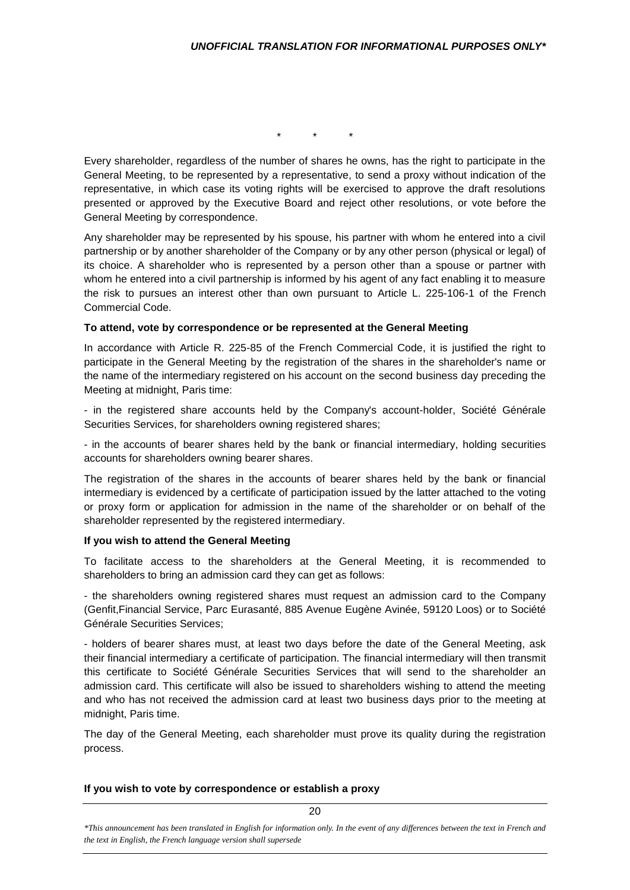\* \* \*

Every shareholder, regardless of the number of shares he owns, has the right to participate in the General Meeting, to be represented by a representative, to send a proxy without indication of the representative, in which case its voting rights will be exercised to approve the draft resolutions presented or approved by the Executive Board and reject other resolutions, or vote before the General Meeting by correspondence.

Any shareholder may be represented by his spouse, his partner with whom he entered into a civil partnership or by another shareholder of the Company or by any other person (physical or legal) of its choice. A shareholder who is represented by a person other than a spouse or partner with whom he entered into a civil partnership is informed by his agent of any fact enabling it to measure the risk to pursues an interest other than own pursuant to Article L. 225-106-1 of the French Commercial Code.

**To attend, vote by correspondence or be represented at the General Meeting**

In accordance with Article R. 225-85 of the French Commercial Code, it is justified the right to participate in the General Meeting by the registration of the shares in the shareholder's name or the name of the intermediary registered on his account on the second business day preceding the Meeting at midnight, Paris time:

- in the registered share accounts held by the Company's account-holder, Société Générale Securities Services, for shareholders owning registered shares;

- in the accounts of bearer shares held by the bank or financial intermediary, holding securities accounts for shareholders owning bearer shares.

The registration of the shares in the accounts of bearer shares held by the bank or financial intermediary is evidenced by a certificate of participation issued by the latter attached to the voting or proxy form or application for admission in the name of the shareholder or on behalf of the shareholder represented by the registered intermediary.

**If you wish to attend the General Meeting**

To facilitate access to the shareholders at the General Meeting, it is recommended to shareholders to bring an admission card they can get as follows:

- the shareholders owning registered shares must request an admission card to the Company (Genfit,Financial Service, Parc Eurasanté, 885 Avenue Eugène Avinée, 59120 Loos) or to Société Générale Securities Services;

- holders of bearer shares must, at least two days before the date of the General Meeting, ask their financial intermediary a certificate of participation. The financial intermediary will then transmit this certificate to Société Générale Securities Services that will send to the shareholder an admission card. This certificate will also be issued to shareholders wishing to attend the meeting and who has not received the admission card at least two business days prior to the meeting at midnight, Paris time.

The day of the General Meeting, each shareholder must prove its quality during the registration process.

**If you wish to vote by correspondence or establish a proxy**

*\*This announcement has been translated in English for information only. In the event of any differences between the text in French and the text in English, the French language version shall supersede*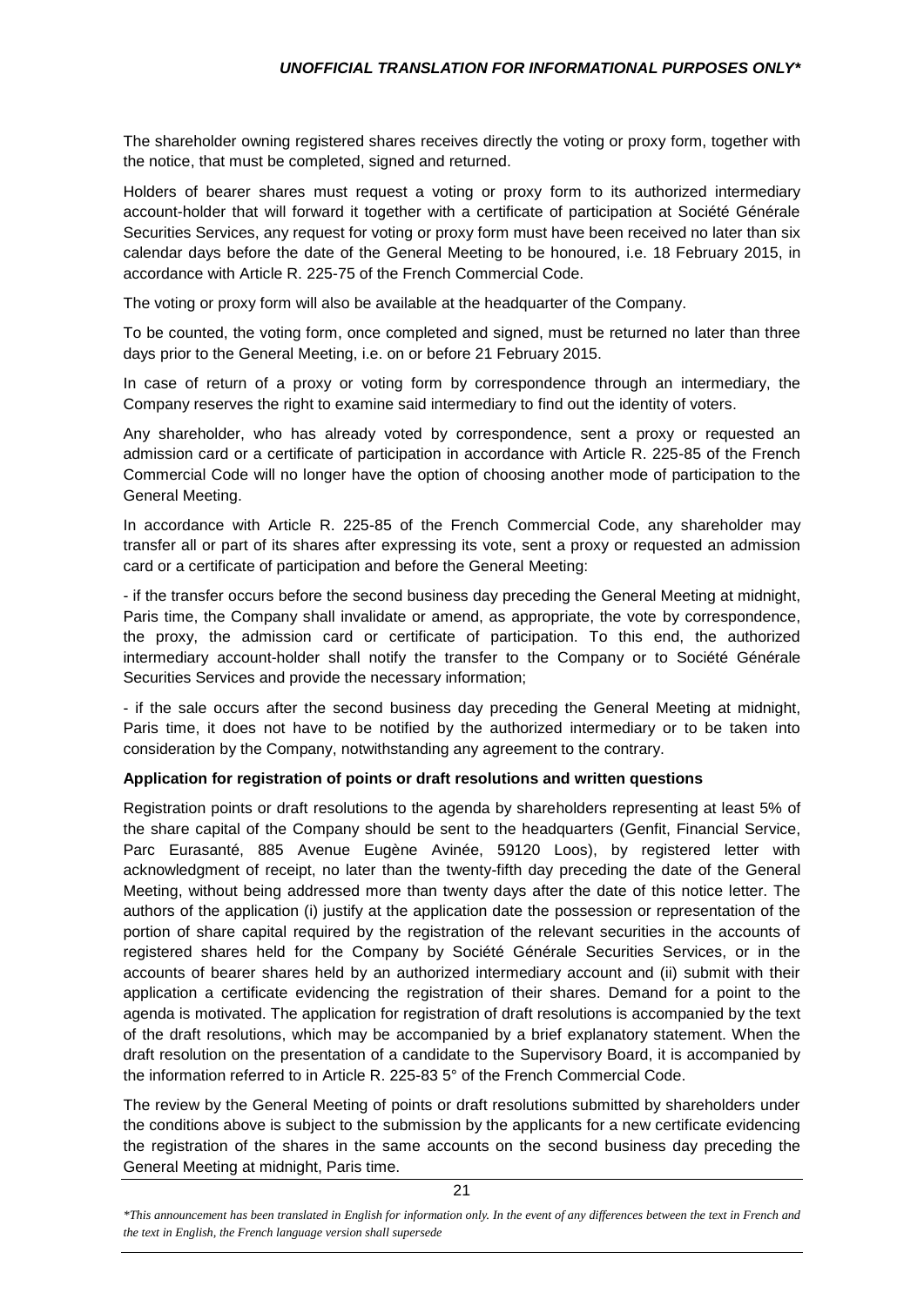The shareholder owning registered shares receives directly the voting or proxy form, together with the notice, that must be completed, signed and returned.

Holders of bearer shares must request a voting or proxy form to its authorized intermediary account-holder that will forward it together with a certificate of participation at Société Générale Securities Services, any request for voting or proxy form must have been received no later than six calendar days before the date of the General Meeting to be honoured, i.e. 18 February 2015, in accordance with Article R. 225-75 of the French Commercial Code.

The voting or proxy form will also be available at the headquarter of the Company.

To be counted, the voting form, once completed and signed, must be returned no later than three days prior to the General Meeting, i.e. on or before 21 February 2015.

In case of return of a proxy or voting form by correspondence through an intermediary, the Company reserves the right to examine said intermediary to find out the identity of voters.

Any shareholder, who has already voted by correspondence, sent a proxy or requested an admission card or a certificate of participation in accordance with Article R. 225-85 of the French Commercial Code will no longer have the option of choosing another mode of participation to the General Meeting.

In accordance with Article R. 225-85 of the French Commercial Code, any shareholder may transfer all or part of its shares after expressing its vote, sent a proxy or requested an admission card or a certificate of participation and before the General Meeting:

- if the transfer occurs before the second business day preceding the General Meeting at midnight, Paris time, the Company shall invalidate or amend, as appropriate, the vote by correspondence, the proxy, the admission card or certificate of participation. To this end, the authorized intermediary account-holder shall notify the transfer to the Company or to Société Générale Securities Services and provide the necessary information;

- if the sale occurs after the second business day preceding the General Meeting at midnight, Paris time, it does not have to be notified by the authorized intermediary or to be taken into consideration by the Company, notwithstanding any agreement to the contrary.

**Application for registration of points or draft resolutions and written questions**

Registration points or draft resolutions to the agenda by shareholders representing at least 5% of the share capital of the Company should be sent to the headquarters (Genfit, Financial Service, Parc Eurasanté, 885 Avenue Eugène Avinée, 59120 Loos), by registered letter with acknowledgment of receipt, no later than the twenty-fifth day preceding the date of the General Meeting, without being addressed more than twenty days after the date of this notice letter. The authors of the application (i) justify at the application date the possession or representation of the portion of share capital required by the registration of the relevant securities in the accounts of registered shares held for the Company by Société Générale Securities Services, or in the accounts of bearer shares held by an authorized intermediary account and (ii) submit with their application a certificate evidencing the registration of their shares. Demand for a point to the agenda is motivated. The application for registration of draft resolutions is accompanied by the text of the draft resolutions, which may be accompanied by a brief explanatory statement. When the draft resolution on the presentation of a candidate to the Supervisory Board, it is accompanied by the information referred to in Article R. 225-83 5° of the French Commercial Code.

The review by the General Meeting of points or draft resolutions submitted by shareholders under the conditions above is subject to the submission by the applicants for a new certificate evidencing the registration of the shares in the same accounts on the second business day preceding the General Meeting at midnight, Paris time.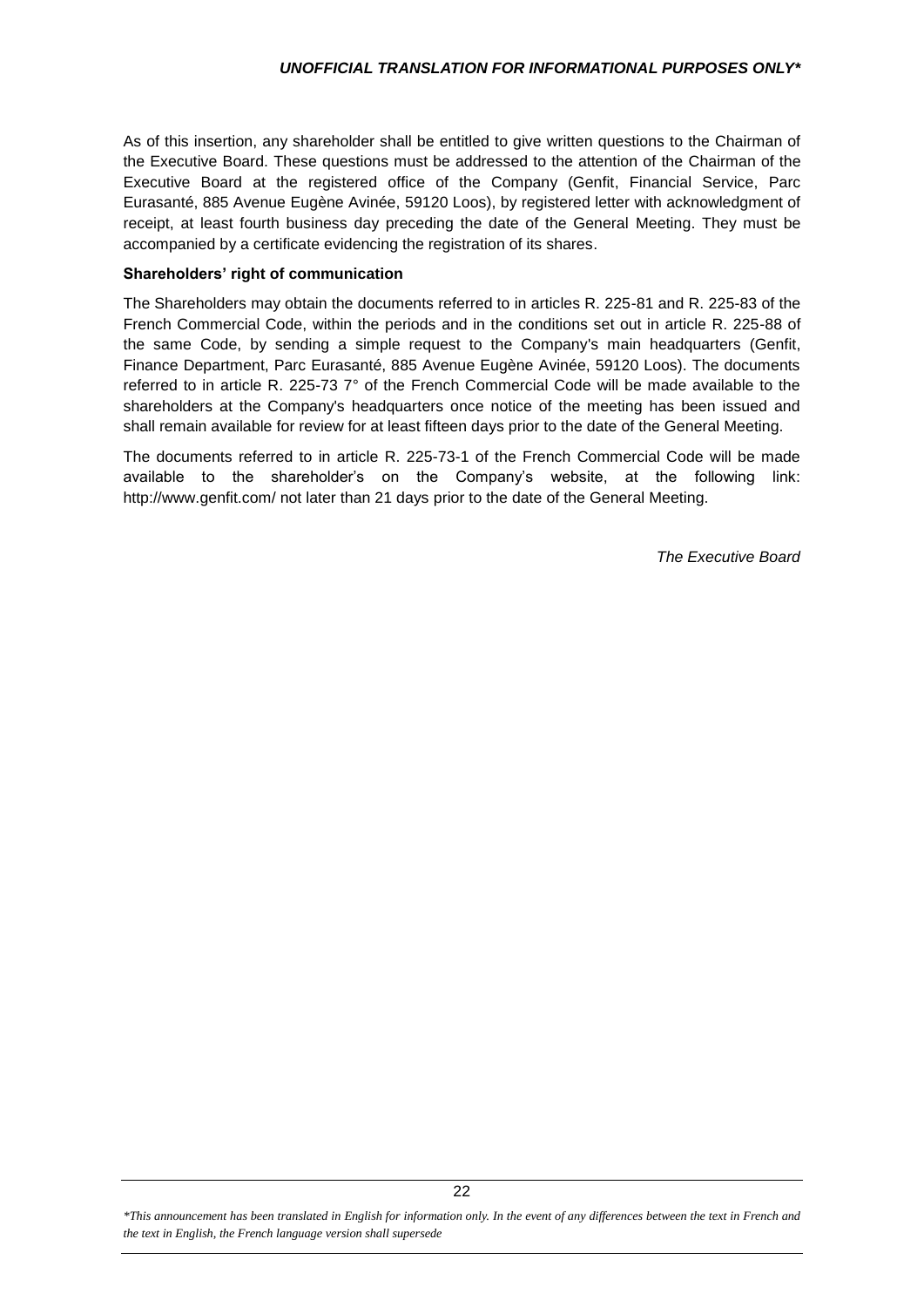As of this insertion, any shareholder shall be entitled to give written questions to the Chairman of the Executive Board. These questions must be addressed to the attention of the Chairman of the Executive Board at the registered office of the Company (Genfit, Financial Service, Parc Eurasanté, 885 Avenue Eugène Avinée, 59120 Loos), by registered letter with acknowledgment of receipt, at least fourth business day preceding the date of the General Meeting. They must be accompanied by a certificate evidencing the registration of its shares.

**Shareholders' right of communication**

The Shareholders may obtain the documents referred to in articles R. 225-81 and R. 225-83 of the French Commercial Code, within the periods and in the conditions set out in article R. 225-88 of the same Code, by sending a simple request to the Company's main headquarters (Genfit, Finance Department, Parc Eurasanté, 885 Avenue Eugène Avinée, 59120 Loos). The documents referred to in article R. 225-73 7° of the French Commercial Code will be made available to the shareholders at the Company's headquarters once notice of the meeting has been issued and shall remain available for review for at least fifteen days prior to the date of the General Meeting.

The documents referred to in article R. 225-73-1 of the French Commercial Code will be made available to the shareholder's on the Company's website, at the following link: http://www.genfit.com/ not later than 21 days prior to the date of the General Meeting.

*The Executive Board*

*\*This announcement has been translated in English for information only. In the event of any differences between the text in French and the text in English, the French language version shall supersede*